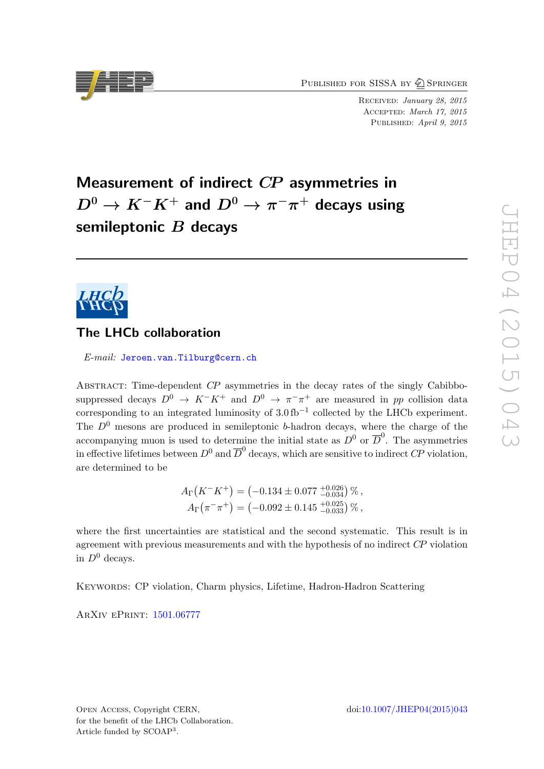Published for SISSA by Springer

Received: *January 28, 2015*
Accepted: *March 17, 2015*
Published: *April 9, 2015*

# Measurement of indirect $CP$ asymmetries in $D^0 \to K^-K^+$ and $D^0 \to \pi^-\pi^+$ decays using semileptonic $B$ decays

## The LHCb collaboration

*E-mail:* Jeroen.van.Tilburg@cern.ch

Abstract: Time-dependent $CP$ asymmetries in the decay rates of the singly Cabibbo-suppressed decays $D^0 \to K^-K^+$ and $D^0 \to \pi^-\pi^+$ are measured in $pp$ collision data corresponding to an integrated luminosity of $3.0\,\text{fb}^{-1}$ collected by the LHCb experiment. The $D^0$ mesons are produced in semileptonic $b$-hadron decays, where the charge of the accompanying muon is used to determine the initial state as $D^0$ or $\overline{D}^0$. The asymmetries in effective lifetimes between $D^0$ and $\overline{D}^0$ decays, which are sensitive to indirect $CP$ violation, are determined to be

$$A_\Gamma(K^-K^+) = \left(-0.134 \pm 0.077 \,{}^{+0.026}_{-0.034}\right)\%\,,$$
$$A_\Gamma(\pi^-\pi^+) = \left(-0.092 \pm 0.145 \,{}^{+0.025}_{-0.033}\right)\%\,,$$

where the first uncertainties are statistical and the second systematic. This result is in agreement with previous measurements and with the hypothesis of no indirect $CP$ violation in $D^0$ decays.

Keywords: CP violation, Charm physics, Lifetime, Hadron-Hadron Scattering

ArXiv ePrint: 1501.06777

Open Access, Copyright CERN,
for the benefit of the LHCb Collaboration.
Article funded by SCOAP[3].

doi:10.1007/JHEP04(2015)043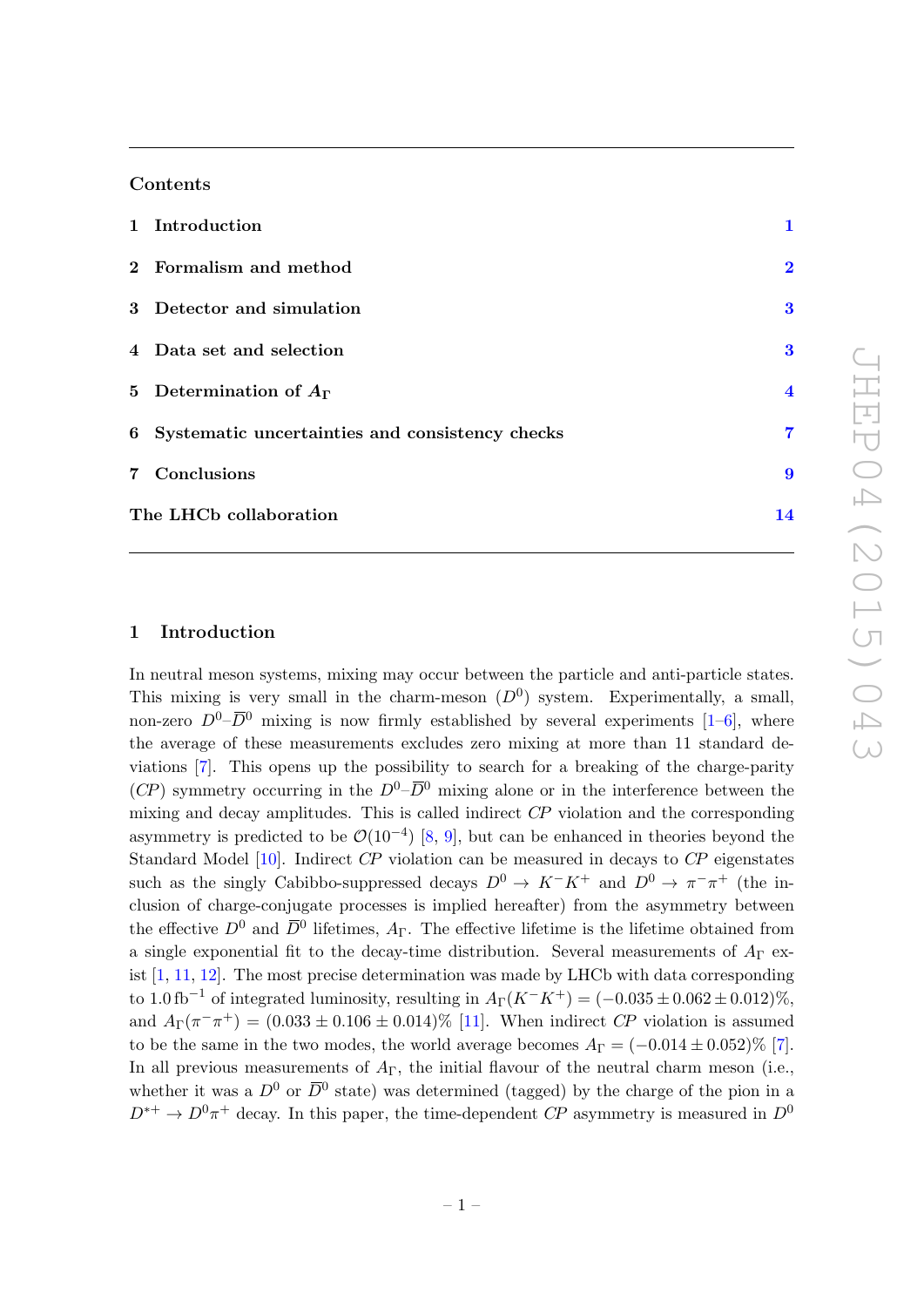## Contents

1 Introduction 1

2 Formalism and method 2

3 Detector and simulation 3

4 Data set and selection 3

5 Determination of $A_\Gamma$ 4

6 Systematic uncertainties and consistency checks 7

7 Conclusions 9

The LHCb collaboration 14

## 1 Introduction

In neutral meson systems, mixing may occur between the particle and anti-particle states. This mixing is very small in the charm-meson ($D^0$) system. Experimentally, a small, non-zero $D^0$–$\overline{D}^0$ mixing is now firmly established by several experiments [1–6], where the average of these measurements excludes zero mixing at more than 11 standard deviations [7]. This opens up the possibility to search for a breaking of the charge-parity (*CP*) symmetry occurring in the $D^0$–$\overline{D}^0$ mixing alone or in the interference between the mixing and decay amplitudes. This is called indirect *CP* violation and the corresponding asymmetry is predicted to be $\mathcal{O}(10^{-4})$ [8, 9], but can be enhanced in theories beyond the Standard Model [10]. Indirect *CP* violation can be measured in decays to *CP* eigenstates such as the singly Cabibbo-suppressed decays $D^0 \to K^-K^+$ and $D^0 \to \pi^-\pi^+$ (the inclusion of charge-conjugate processes is implied hereafter) from the asymmetry between the effective $D^0$ and $\overline{D}^0$ lifetimes, $A_\Gamma$. The effective lifetime is the lifetime obtained from a single exponential fit to the decay-time distribution. Several measurements of $A_\Gamma$ exist [1, 11, 12]. The most precise determination was made by LHCb with data corresponding to $1.0\,\text{fb}^{-1}$ of integrated luminosity, resulting in $A_\Gamma(K^-K^+) = (-0.035 \pm 0.062 \pm 0.012)\%$, and $A_\Gamma(\pi^-\pi^+) = (0.033 \pm 0.106 \pm 0.014)\%$ [11]. When indirect *CP* violation is assumed to be the same in the two modes, the world average becomes $A_\Gamma = (-0.014 \pm 0.052)\%$ [7]. In all previous measurements of $A_\Gamma$, the initial flavour of the neutral charm meson (i.e., whether it was a $D^0$ or $\overline{D}^0$ state) was determined (tagged) by the charge of the pion in a $D^{*+} \to D^0\pi^+$ decay. In this paper, the time-dependent *CP* asymmetry is measured in $D^0$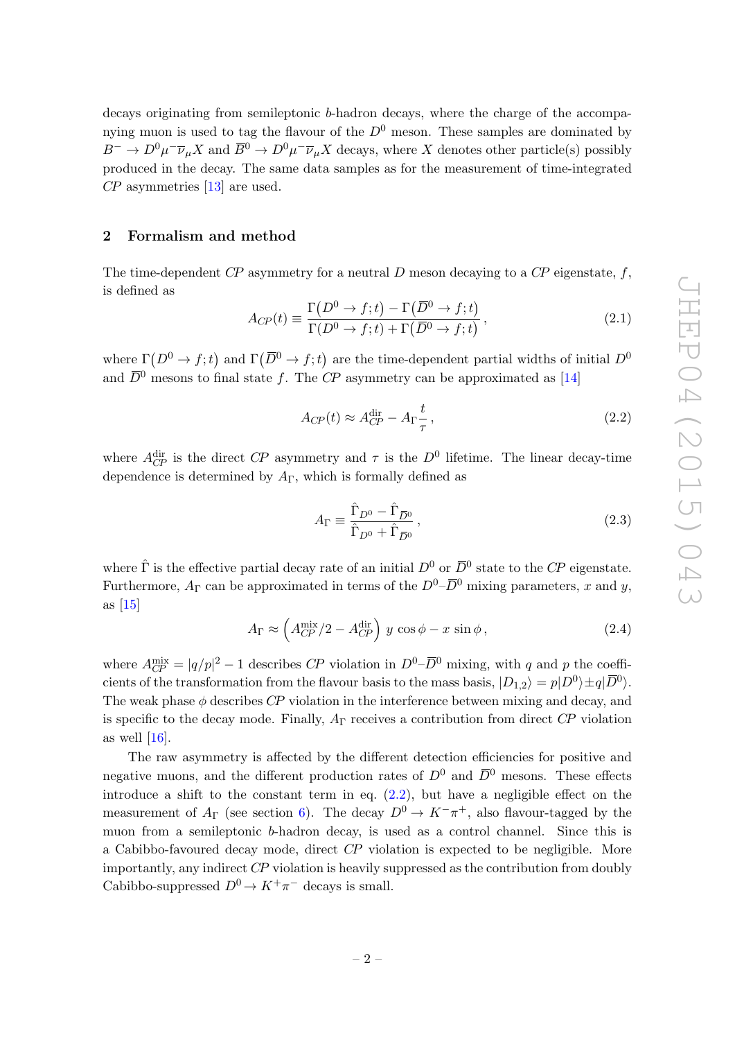decays originating from semileptonic $b$-hadron decays, where the charge of the accompanying muon is used to tag the flavour of the $D^0$ meson. These samples are dominated by $B^- \to D^0 \mu^- \overline{\nu}_\mu X$ and $\overline{B}^0 \to D^0 \mu^- \overline{\nu}_\mu X$ decays, where $X$ denotes other particle(s) possibly produced in the decay. The same data samples as for the measurement of time-integrated *CP* asymmetries [13] are used.

## 2 Formalism and method

The time-dependent *CP* asymmetry for a neutral $D$ meson decaying to a *CP* eigenstate, $f$, is defined as

$$A_{CP}(t) \equiv \frac{\Gamma\big(D^0 \to f; t\big) - \Gamma\big(\overline{D}^0 \to f; t\big)}{\Gamma(D^0 \to f; t) + \Gamma\big(\overline{D}^0 \to f; t\big)}\,, \tag{2.1}$$

where $\Gamma\big(D^0 \to f; t\big)$ and $\Gamma\big(\overline{D}^0 \to f; t\big)$ are the time-dependent partial widths of initial $D^0$ and $\overline{D}^0$ mesons to final state $f$. The *CP* asymmetry can be approximated as [14]

$$A_{CP}(t) \approx A_{CP}^{\rm dir} - A_\Gamma \frac{t}{\tau}\,, \tag{2.2}$$

where $A_{CP}^{\rm dir}$ is the direct *CP* asymmetry and $\tau$ is the $D^0$ lifetime. The linear decay-time dependence is determined by $A_\Gamma$, which is formally defined as

$$A_\Gamma \equiv \frac{\hat{\Gamma}_{D^0} - \hat{\Gamma}_{\overline{D}^0}}{\hat{\Gamma}_{D^0} + \hat{\Gamma}_{\overline{D}^0}}\,, \tag{2.3}$$

where $\hat{\Gamma}$ is the effective partial decay rate of an initial $D^0$ or $\overline{D}^0$ state to the *CP* eigenstate. Furthermore, $A_\Gamma$ can be approximated in terms of the $D^0$–$\overline{D}^0$ mixing parameters, $x$ and $y$, as [15]

$$A_\Gamma \approx \left(A_{CP}^{\rm mix}/2 - A_{CP}^{\rm dir}\right)\, y\,\cos\phi - x\,\sin\phi\,, \tag{2.4}$$

where $A_{CP}^{\rm mix} = |q/p|^2 - 1$ describes *CP* violation in $D^0$–$\overline{D}^0$ mixing, with $q$ and $p$ the coefficients of the transformation from the flavour basis to the mass basis, $|D_{1,2}\rangle = p|D^0\rangle \pm q|\overline{D}^0\rangle$. The weak phase $\phi$ describes *CP* violation in the interference between mixing and decay, and is specific to the decay mode. Finally, $A_\Gamma$ receives a contribution from direct *CP* violation as well [16].

The raw asymmetry is affected by the different detection efficiencies for positive and negative muons, and the different production rates of $D^0$ and $\overline{D}^0$ mesons. These effects introduce a shift to the constant term in eq. (2.2), but have a negligible effect on the measurement of $A_\Gamma$ (see section 6). The decay $D^0 \to K^-\pi^+$, also flavour-tagged by the muon from a semileptonic $b$-hadron decay, is used as a control channel. Since this is a Cabibbo-favoured decay mode, direct *CP* violation is expected to be negligible. More importantly, any indirect *CP* violation is heavily suppressed as the contribution from doubly Cabibbo-suppressed $D^0 \to K^+\pi^-$ decays is small.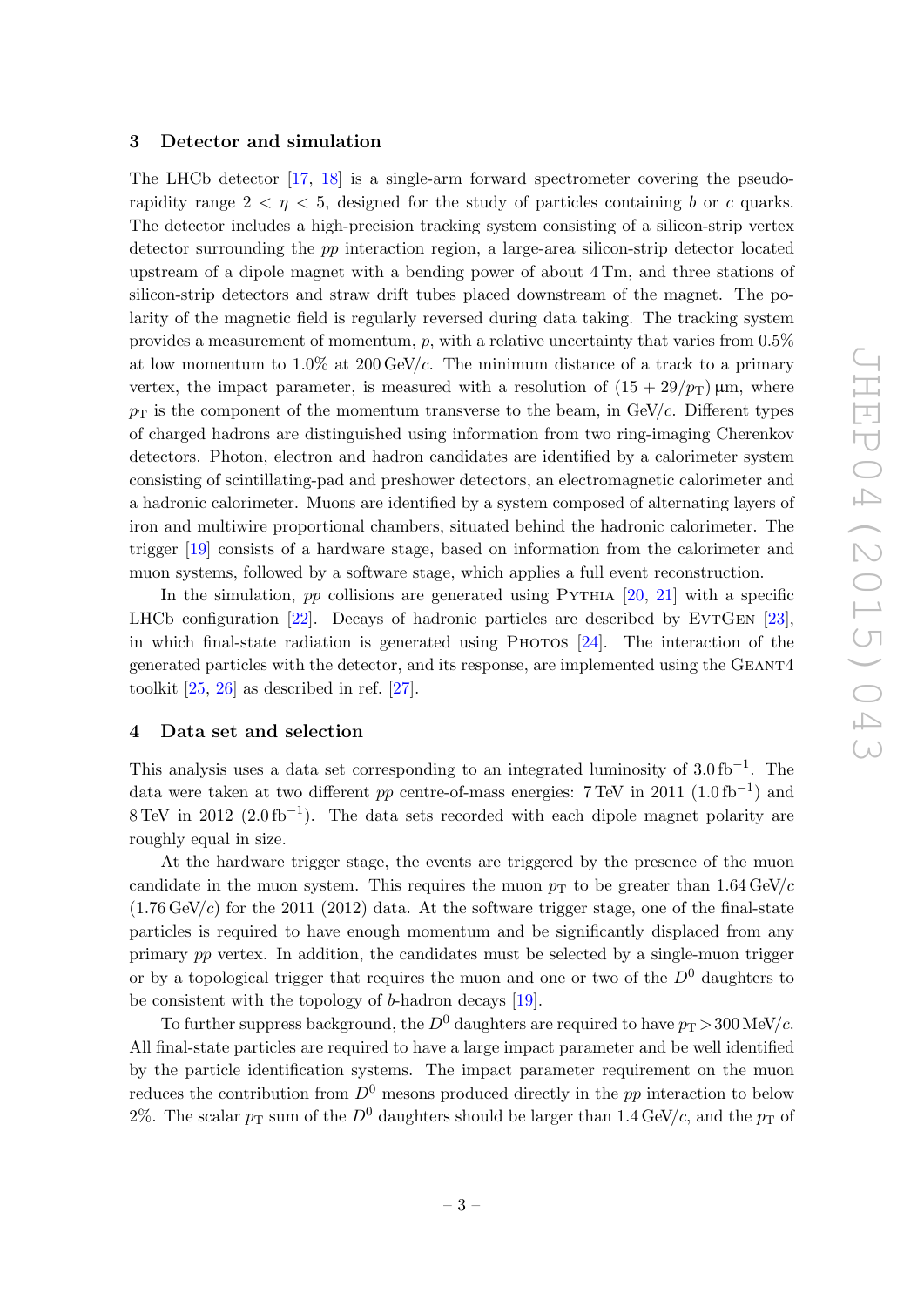## 3 Detector and simulation

The LHCb detector [17, 18] is a single-arm forward spectrometer covering the pseudorapidity range $2 < \eta < 5$, designed for the study of particles containing $b$ or $c$ quarks. The detector includes a high-precision tracking system consisting of a silicon-strip vertex detector surrounding the $pp$ interaction region, a large-area silicon-strip detector located upstream of a dipole magnet with a bending power of about 4 Tm, and three stations of silicon-strip detectors and straw drift tubes placed downstream of the magnet. The polarity of the magnetic field is regularly reversed during data taking. The tracking system provides a measurement of momentum, $p$, with a relative uncertainty that varies from 0.5% at low momentum to 1.0% at 200 GeV/$c$. The minimum distance of a track to a primary vertex, the impact parameter, is measured with a resolution of $(15 + 29/p_{\mathrm{T}})\,\mu\mathrm{m}$, where $p_{\mathrm{T}}$ is the component of the momentum transverse to the beam, in GeV/$c$. Different types of charged hadrons are distinguished using information from two ring-imaging Cherenkov detectors. Photon, electron and hadron candidates are identified by a calorimeter system consisting of scintillating-pad and preshower detectors, an electromagnetic calorimeter and a hadronic calorimeter. Muons are identified by a system composed of alternating layers of iron and multiwire proportional chambers, situated behind the hadronic calorimeter. The trigger [19] consists of a hardware stage, based on information from the calorimeter and muon systems, followed by a software stage, which applies a full event reconstruction.

In the simulation, $pp$ collisions are generated using Pythia [20, 21] with a specific LHCb configuration [22]. Decays of hadronic particles are described by EvtGen [23], in which final-state radiation is generated using Photos [24]. The interaction of the generated particles with the detector, and its response, are implemented using the Geant4 toolkit [25, 26] as described in ref. [27].

## 4 Data set and selection

This analysis uses a data set corresponding to an integrated luminosity of 3.0 fb$^{-1}$. The data were taken at two different $pp$ centre-of-mass energies: 7 TeV in 2011 (1.0 fb$^{-1}$) and 8 TeV in 2012 (2.0 fb$^{-1}$). The data sets recorded with each dipole magnet polarity are roughly equal in size.

At the hardware trigger stage, the events are triggered by the presence of the muon candidate in the muon system. This requires the muon $p_{\mathrm{T}}$ to be greater than 1.64 GeV/$c$ (1.76 GeV/$c$) for the 2011 (2012) data. At the software trigger stage, one of the final-state particles is required to have enough momentum and be significantly displaced from any primary $pp$ vertex. In addition, the candidates must be selected by a single-muon trigger or by a topological trigger that requires the muon and one or two of the $D^0$ daughters to be consistent with the topology of $b$-hadron decays [19].

To further suppress background, the $D^0$ daughters are required to have $p_{\mathrm{T}} > 300$ MeV/$c$. All final-state particles are required to have a large impact parameter and be well identified by the particle identification systems. The impact parameter requirement on the muon reduces the contribution from $D^0$ mesons produced directly in the $pp$ interaction to below 2%. The scalar $p_{\mathrm{T}}$ sum of the $D^0$ daughters should be larger than 1.4 GeV/$c$, and the $p_{\mathrm{T}}$ of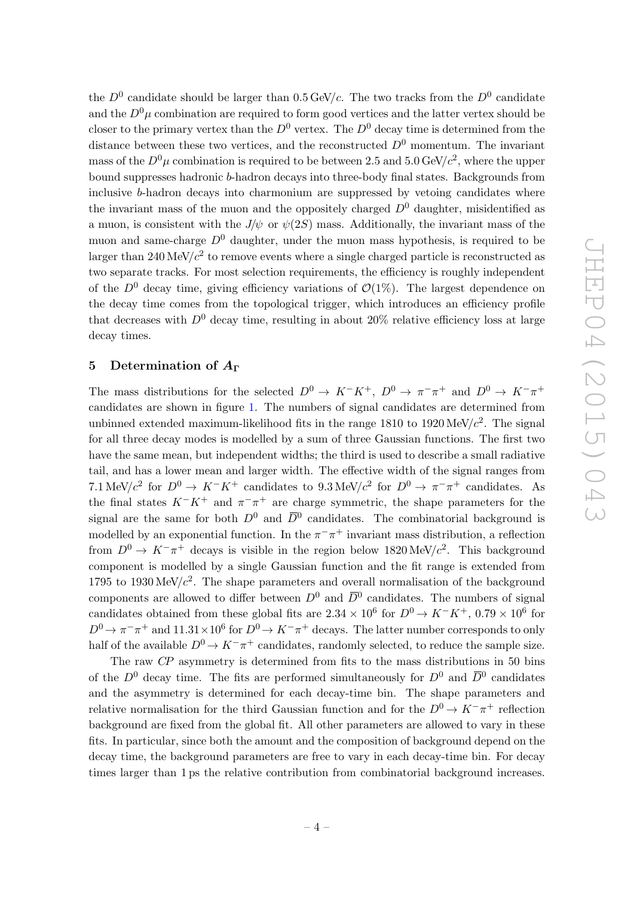the $D^0$ candidate should be larger than $0.5\,\mathrm{GeV}/c$. The two tracks from the $D^0$ candidate and the $D^0\mu$ combination are required to form good vertices and the latter vertex should be closer to the primary vertex than the $D^0$ vertex. The $D^0$ decay time is determined from the distance between these two vertices, and the reconstructed $D^0$ momentum. The invariant mass of the $D^0\mu$ combination is required to be between 2.5 and $5.0\,\mathrm{GeV}/c^2$, where the upper bound suppresses hadronic $b$-hadron decays into three-body final states. Backgrounds from inclusive $b$-hadron decays into charmonium are suppressed by vetoing candidates where the invariant mass of the muon and the oppositely charged $D^0$ daughter, misidentified as a muon, is consistent with the $J/\psi$ or $\psi(2S)$ mass. Additionally, the invariant mass of the muon and same-charge $D^0$ daughter, under the muon mass hypothesis, is required to be larger than $240\,\mathrm{MeV}/c^2$ to remove events where a single charged particle is reconstructed as two separate tracks. For most selection requirements, the efficiency is roughly independent of the $D^0$ decay time, giving efficiency variations of $\mathcal{O}(1\%)$. The largest dependence on the decay time comes from the topological trigger, which introduces an efficiency profile that decreases with $D^0$ decay time, resulting in about 20% relative efficiency loss at large decay times.

## 5 Determination of $A_\Gamma$

The mass distributions for the selected $D^0 \to K^-K^+$, $D^0 \to \pi^-\pi^+$ and $D^0 \to K^-\pi^+$ candidates are shown in figure 1. The numbers of signal candidates are determined from unbinned extended maximum-likelihood fits in the range 1810 to $1920\,\mathrm{MeV}/c^2$. The signal for all three decay modes is modelled by a sum of three Gaussian functions. The first two have the same mean, but independent widths; the third is used to describe a small radiative tail, and has a lower mean and larger width. The effective width of the signal ranges from $7.1\,\mathrm{MeV}/c^2$ for $D^0 \to K^-K^+$ candidates to $9.3\,\mathrm{MeV}/c^2$ for $D^0 \to \pi^-\pi^+$ candidates. As the final states $K^-K^+$ and $\pi^-\pi^+$ are charge symmetric, the shape parameters for the signal are the same for both $D^0$ and $\overline{D}{}^0$ candidates. The combinatorial background is modelled by an exponential function. In the $\pi^-\pi^+$ invariant mass distribution, a reflection from $D^0 \to K^-\pi^+$ decays is visible in the region below $1820\,\mathrm{MeV}/c^2$. This background component is modelled by a single Gaussian function and the fit range is extended from 1795 to $1930\,\mathrm{MeV}/c^2$. The shape parameters and overall normalisation of the background components are allowed to differ between $D^0$ and $\overline{D}{}^0$ candidates. The numbers of signal candidates obtained from these global fits are $2.34 \times 10^6$ for $D^0 \to K^-K^+$, $0.79 \times 10^6$ for $D^0 \to \pi^-\pi^+$ and $11.31 \times 10^6$ for $D^0 \to K^-\pi^+$ decays. The latter number corresponds to only half of the available $D^0 \to K^-\pi^+$ candidates, randomly selected, to reduce the sample size.

The raw *CP* asymmetry is determined from fits to the mass distributions in 50 bins of the $D^0$ decay time. The fits are performed simultaneously for $D^0$ and $\overline{D}{}^0$ candidates and the asymmetry is determined for each decay-time bin. The shape parameters and relative normalisation for the third Gaussian function and for the $D^0 \to K^-\pi^+$ reflection background are fixed from the global fit. All other parameters are allowed to vary in these fits. In particular, since both the amount and the composition of background depend on the decay time, the background parameters are free to vary in each decay-time bin. For decay times larger than 1 ps the relative contribution from combinatorial background increases.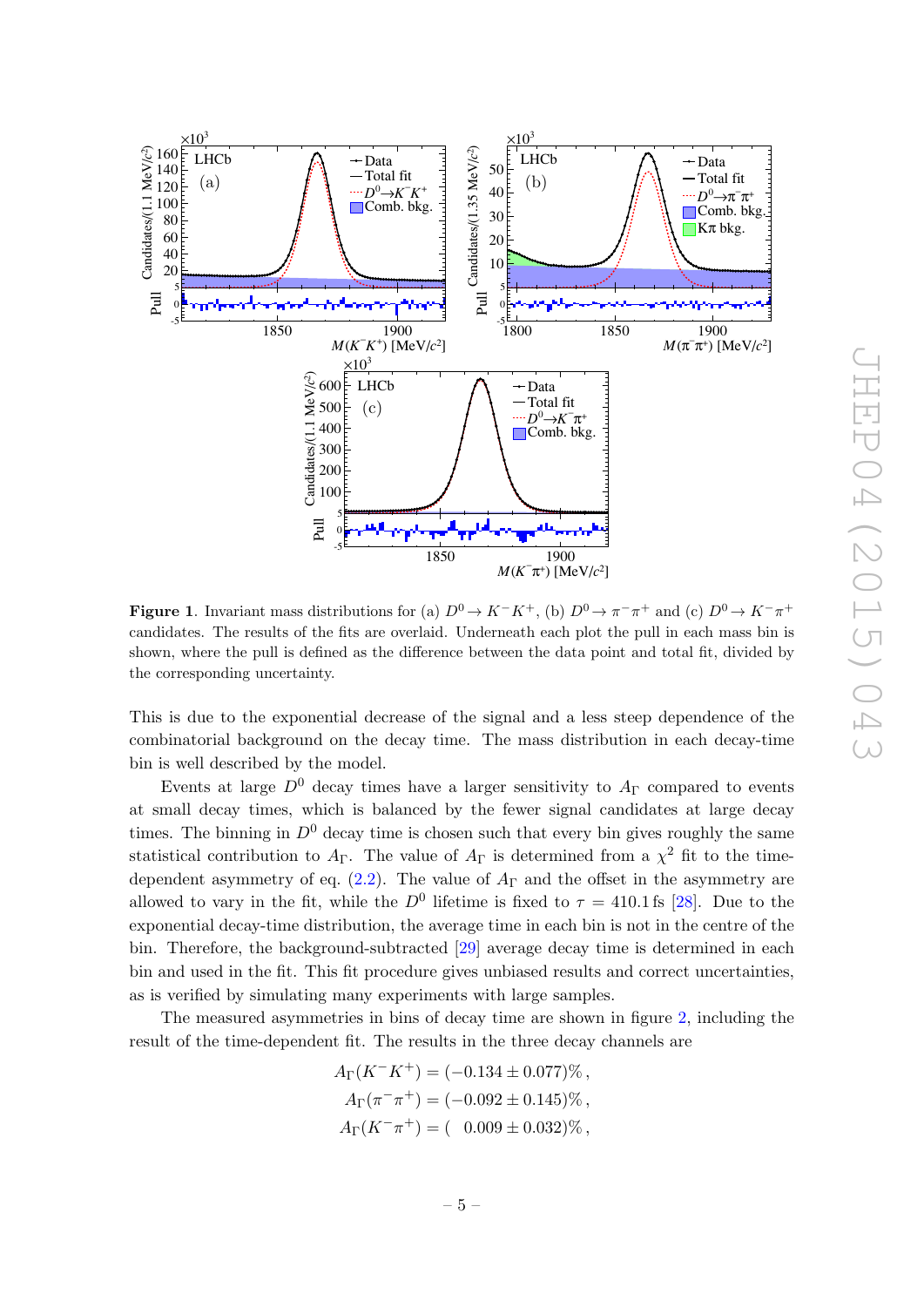**Figure 1**. Invariant mass distributions for (a) $D^0 \to K^-K^+$, (b) $D^0 \to \pi^-\pi^+$ and (c) $D^0 \to K^-\pi^+$ candidates. The results of the fits are overlaid. Underneath each plot the pull in each mass bin is shown, where the pull is defined as the difference between the data point and total fit, divided by the corresponding uncertainty.

This is due to the exponential decrease of the signal and a less steep dependence of the combinatorial background on the decay time. The mass distribution in each decay-time bin is well described by the model.

Events at large $D^0$ decay times have a larger sensitivity to $A_\Gamma$ compared to events at small decay times, which is balanced by the fewer signal candidates at large decay times. The binning in $D^0$ decay time is chosen such that every bin gives roughly the same statistical contribution to $A_\Gamma$. The value of $A_\Gamma$ is determined from a $\chi^2$ fit to the time-dependent asymmetry of eq. (2.2). The value of $A_\Gamma$ and the offset in the asymmetry are allowed to vary in the fit, while the $D^0$ lifetime is fixed to $\tau = 410.1\,\text{fs}$ [28]. Due to the exponential decay-time distribution, the average time in each bin is not in the centre of the bin. Therefore, the background-subtracted [29] average decay time is determined in each bin and used in the fit. This fit procedure gives unbiased results and correct uncertainties, as is verified by simulating many experiments with large samples.

The measured asymmetries in bins of decay time are shown in figure 2, including the result of the time-dependent fit. The results in the three decay channels are

$$
\begin{aligned}
A_\Gamma(K^-K^+) &= (-0.134 \pm 0.077)\%\,, \\
A_\Gamma(\pi^-\pi^+) &= (-0.092 \pm 0.145)\%\,, \\
A_\Gamma(K^-\pi^+) &= (\phantom{-}0.009 \pm 0.032)\%\,,
\end{aligned}
$$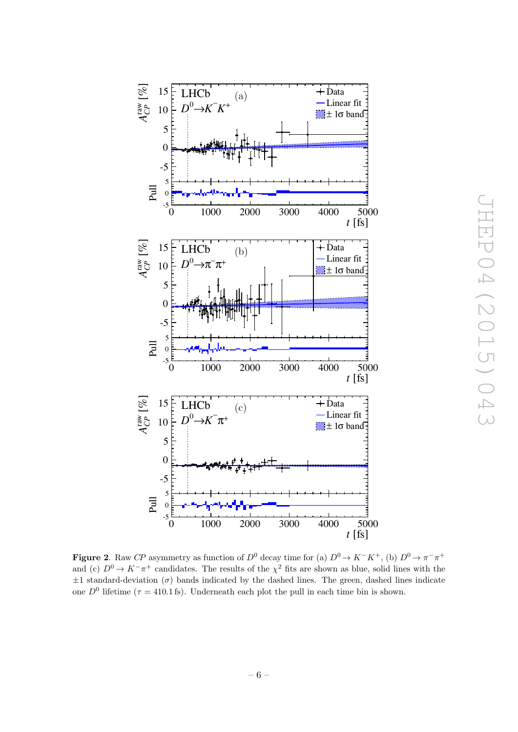**Figure 2**. Raw *CP* asymmetry as function of $D^0$ decay time for (a) $D^0 \to K^-K^+$, (b) $D^0 \to \pi^-\pi^+$ and (c) $D^0 \to K^-\pi^+$ candidates. The results of the $\chi^2$ fits are shown as blue, solid lines with the $\pm 1$ standard-deviation ($\sigma$) bands indicated by the dashed lines. The green, dashed lines indicate one $D^0$ lifetime ($\tau = 410.1\,\text{fs}$). Underneath each plot the pull in each time bin is shown.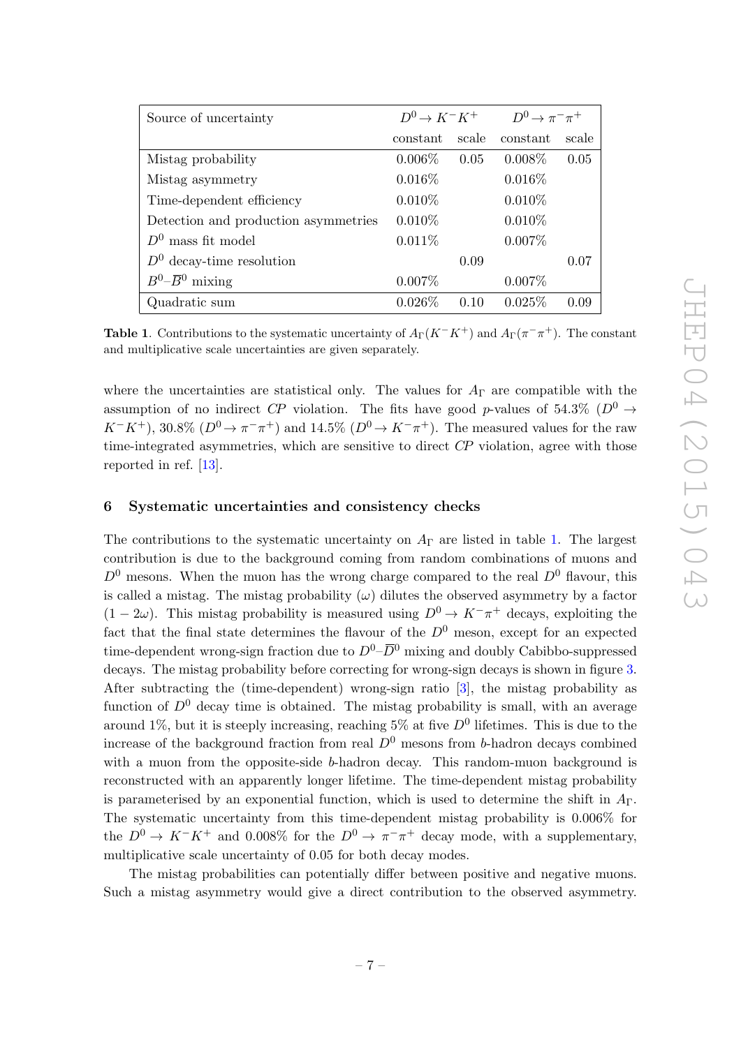| Source of uncertainty | $D^0 \to K^-K^+$ | | $D^0 \to \pi^-\pi^+$ | |
|---|---|---|---|---|
| | constant | scale | constant | scale |
| Mistag probability | 0.006% | 0.05 | 0.008% | 0.05 |
| Mistag asymmetry | 0.016% | | 0.016% | |
| Time-dependent efficiency | 0.010% | | 0.010% | |
| Detection and production asymmetries | 0.010% | | 0.010% | |
| $D^0$ mass fit model | 0.011% | | 0.007% | |
| $D^0$ decay-time resolution | | 0.09 | | 0.07 |
| $B^0$–$\overline{B}^0$ mixing | 0.007% | | 0.007% | |
| Quadratic sum | 0.026% | 0.10 | 0.025% | 0.09 |

**Table 1**. Contributions to the systematic uncertainty of $A_\Gamma(K^-K^+)$ and $A_\Gamma(\pi^-\pi^+)$. The constant and multiplicative scale uncertainties are given separately.

where the uncertainties are statistical only. The values for $A_\Gamma$ are compatible with the assumption of no indirect *CP* violation. The fits have good *p*-values of 54.3% ($D^0 \to K^-K^+$), 30.8% ($D^0 \to \pi^-\pi^+$) and 14.5% ($D^0 \to K^-\pi^+$). The measured values for the raw time-integrated asymmetries, which are sensitive to direct *CP* violation, agree with those reported in ref. [13].

## 6 Systematic uncertainties and consistency checks

The contributions to the systematic uncertainty on $A_\Gamma$ are listed in table 1. The largest contribution is due to the background coming from random combinations of muons and $D^0$ mesons. When the muon has the wrong charge compared to the real $D^0$ flavour, this is called a mistag. The mistag probability ($\omega$) dilutes the observed asymmetry by a factor $(1 - 2\omega)$. This mistag probability is measured using $D^0 \to K^-\pi^+$ decays, exploiting the fact that the final state determines the flavour of the $D^0$ meson, except for an expected time-dependent wrong-sign fraction due to $D^0$–$\overline{D}^0$ mixing and doubly Cabibbo-suppressed decays. The mistag probability before correcting for wrong-sign decays is shown in figure 3. After subtracting the (time-dependent) wrong-sign ratio [3], the mistag probability as function of $D^0$ decay time is obtained. The mistag probability is small, with an average around 1%, but it is steeply increasing, reaching 5% at five $D^0$ lifetimes. This is due to the increase of the background fraction from real $D^0$ mesons from *b*-hadron decays combined with a muon from the opposite-side *b*-hadron decay. This random-muon background is reconstructed with an apparently longer lifetime. The time-dependent mistag probability is parameterised by an exponential function, which is used to determine the shift in $A_\Gamma$. The systematic uncertainty from this time-dependent mistag probability is 0.006% for the $D^0 \to K^-K^+$ and 0.008% for the $D^0 \to \pi^-\pi^+$ decay mode, with a supplementary, multiplicative scale uncertainty of 0.05 for both decay modes.

The mistag probabilities can potentially differ between positive and negative muons. Such a mistag asymmetry would give a direct contribution to the observed asymmetry.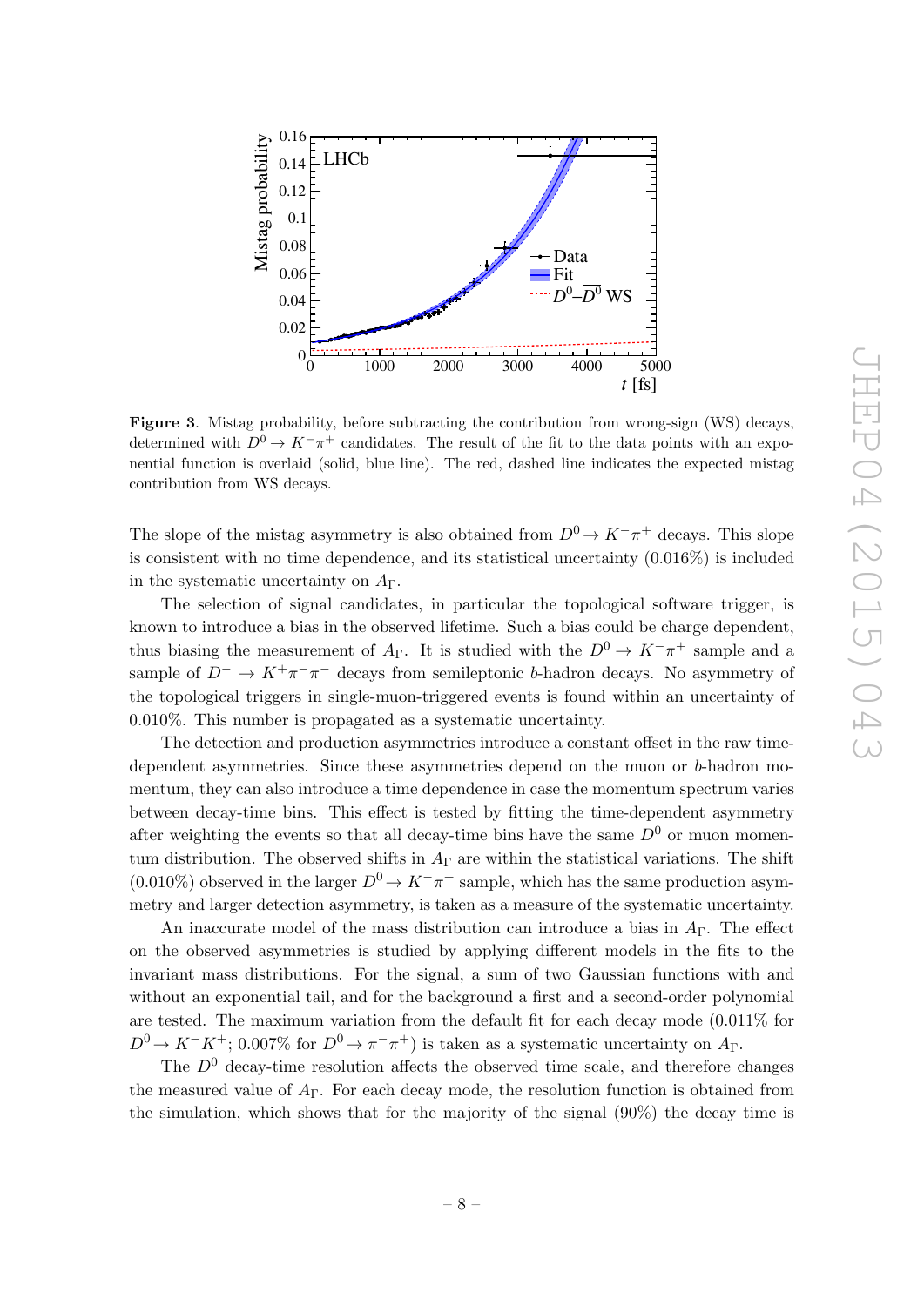**Figure 3**. Mistag probability, before subtracting the contribution from wrong-sign (WS) decays, determined with $D^0 \to K^-\pi^+$ candidates. The result of the fit to the data points with an exponential function is overlaid (solid, blue line). The red, dashed line indicates the expected mistag contribution from WS decays.

The slope of the mistag asymmetry is also obtained from $D^0 \to K^-\pi^+$ decays. This slope is consistent with no time dependence, and its statistical uncertainty (0.016%) is included in the systematic uncertainty on $A_\Gamma$.

The selection of signal candidates, in particular the topological software trigger, is known to introduce a bias in the observed lifetime. Such a bias could be charge dependent, thus biasing the measurement of $A_\Gamma$. It is studied with the $D^0 \to K^-\pi^+$ sample and a sample of $D^- \to K^+\pi^-\pi^-$ decays from semileptonic $b$-hadron decays. No asymmetry of the topological triggers in single-muon-triggered events is found within an uncertainty of 0.010%. This number is propagated as a systematic uncertainty.

The detection and production asymmetries introduce a constant offset in the raw time-dependent asymmetries. Since these asymmetries depend on the muon or $b$-hadron momentum, they can also introduce a time dependence in case the momentum spectrum varies between decay-time bins. This effect is tested by fitting the time-dependent asymmetry after weighting the events so that all decay-time bins have the same $D^0$ or muon momentum distribution. The observed shifts in $A_\Gamma$ are within the statistical variations. The shift (0.010%) observed in the larger $D^0 \to K^-\pi^+$ sample, which has the same production asymmetry and larger detection asymmetry, is taken as a measure of the systematic uncertainty.

An inaccurate model of the mass distribution can introduce a bias in $A_\Gamma$. The effect on the observed asymmetries is studied by applying different models in the fits to the invariant mass distributions. For the signal, a sum of two Gaussian functions with and without an exponential tail, and for the background a first and a second-order polynomial are tested. The maximum variation from the default fit for each decay mode (0.011% for $D^0 \to K^-K^+$; 0.007% for $D^0 \to \pi^-\pi^+$) is taken as a systematic uncertainty on $A_\Gamma$.

The $D^0$ decay-time resolution affects the observed time scale, and therefore changes the measured value of $A_\Gamma$. For each decay mode, the resolution function is obtained from the simulation, which shows that for the majority of the signal (90%) the decay time is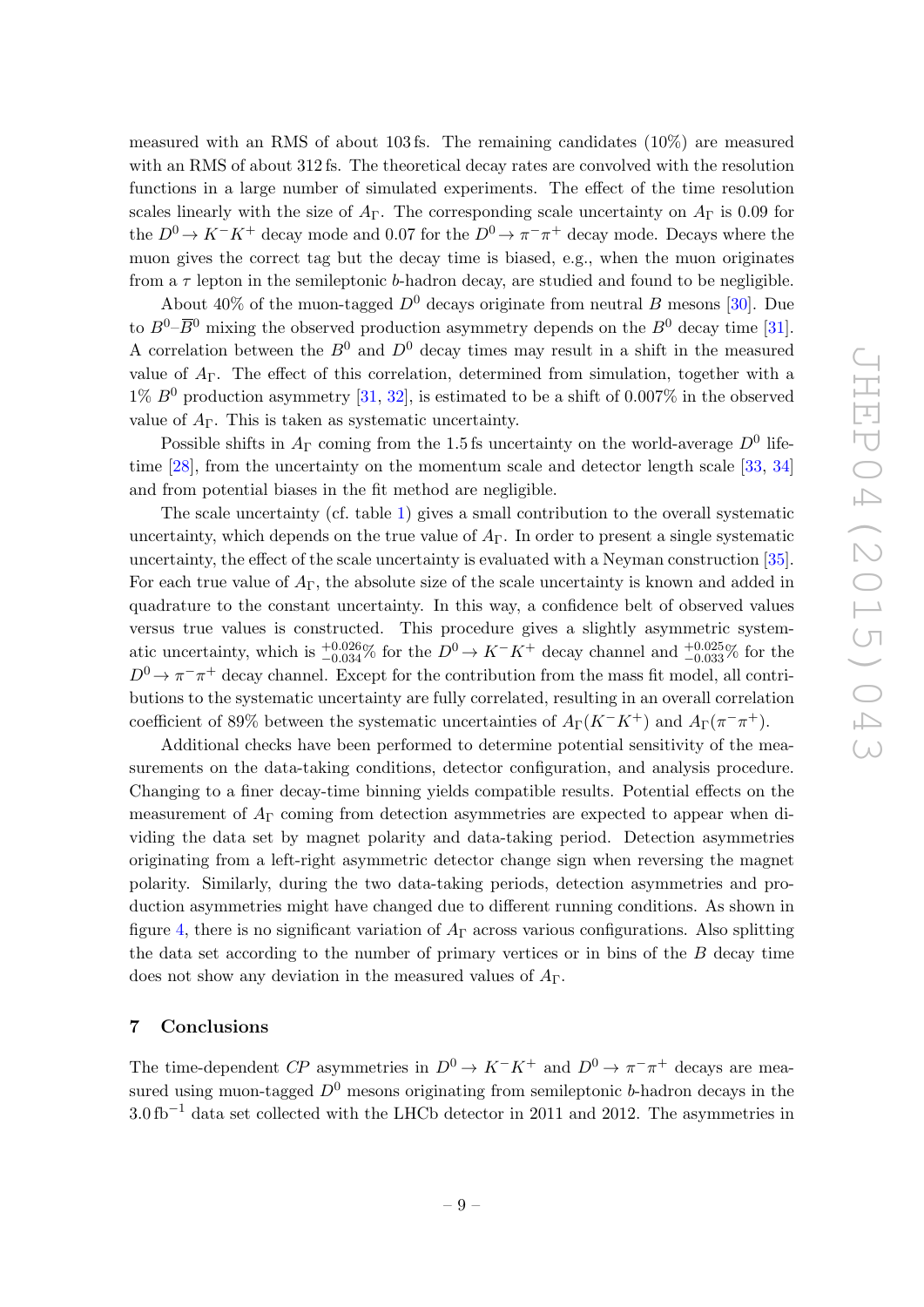measured with an RMS of about 103 fs. The remaining candidates (10%) are measured with an RMS of about 312 fs. The theoretical decay rates are convolved with the resolution functions in a large number of simulated experiments. The effect of the time resolution scales linearly with the size of $A_\Gamma$. The corresponding scale uncertainty on $A_\Gamma$ is 0.09 for the $D^0 \to K^-K^+$ decay mode and 0.07 for the $D^0 \to \pi^-\pi^+$ decay mode. Decays where the muon gives the correct tag but the decay time is biased, e.g., when the muon originates from a $\tau$ lepton in the semileptonic $b$-hadron decay, are studied and found to be negligible.

About 40% of the muon-tagged $D^0$ decays originate from neutral $B$ mesons [30]. Due to $B^0$–$\overline{B}^0$ mixing the observed production asymmetry depends on the $B^0$ decay time [31]. A correlation between the $B^0$ and $D^0$ decay times may result in a shift in the measured value of $A_\Gamma$. The effect of this correlation, determined from simulation, together with a 1% $B^0$ production asymmetry [31, 32], is estimated to be a shift of 0.007% in the observed value of $A_\Gamma$. This is taken as systematic uncertainty.

Possible shifts in $A_\Gamma$ coming from the 1.5 fs uncertainty on the world-average $D^0$ lifetime [28], from the uncertainty on the momentum scale and detector length scale [33, 34] and from potential biases in the fit method are negligible.

The scale uncertainty (cf. table 1) gives a small contribution to the overall systematic uncertainty, which depends on the true value of $A_\Gamma$. In order to present a single systematic uncertainty, the effect of the scale uncertainty is evaluated with a Neyman construction [35]. For each true value of $A_\Gamma$, the absolute size of the scale uncertainty is known and added in quadrature to the constant uncertainty. In this way, a confidence belt of observed values versus true values is constructed. This procedure gives a slightly asymmetric systematic uncertainty, which is $^{+0.026}_{-0.034}$% for the $D^0 \to K^-K^+$ decay channel and $^{+0.025}_{-0.033}$% for the $D^0 \to \pi^-\pi^+$ decay channel. Except for the contribution from the mass fit model, all contributions to the systematic uncertainty are fully correlated, resulting in an overall correlation coefficient of 89% between the systematic uncertainties of $A_\Gamma(K^-K^+)$ and $A_\Gamma(\pi^-\pi^+)$.

Additional checks have been performed to determine potential sensitivity of the measurements on the data-taking conditions, detector configuration, and analysis procedure. Changing to a finer decay-time binning yields compatible results. Potential effects on the measurement of $A_\Gamma$ coming from detection asymmetries are expected to appear when dividing the data set by magnet polarity and data-taking period. Detection asymmetries originating from a left-right asymmetric detector change sign when reversing the magnet polarity. Similarly, during the two data-taking periods, detection asymmetries and production asymmetries might have changed due to different running conditions. As shown in figure 4, there is no significant variation of $A_\Gamma$ across various configurations. Also splitting the data set according to the number of primary vertices or in bins of the $B$ decay time does not show any deviation in the measured values of $A_\Gamma$.

## 7 Conclusions

The time-dependent *CP* asymmetries in $D^0 \to K^-K^+$ and $D^0 \to \pi^-\pi^+$ decays are measured using muon-tagged $D^0$ mesons originating from semileptonic $b$-hadron decays in the 3.0 fb$^{-1}$ data set collected with the LHCb detector in 2011 and 2012. The asymmetries in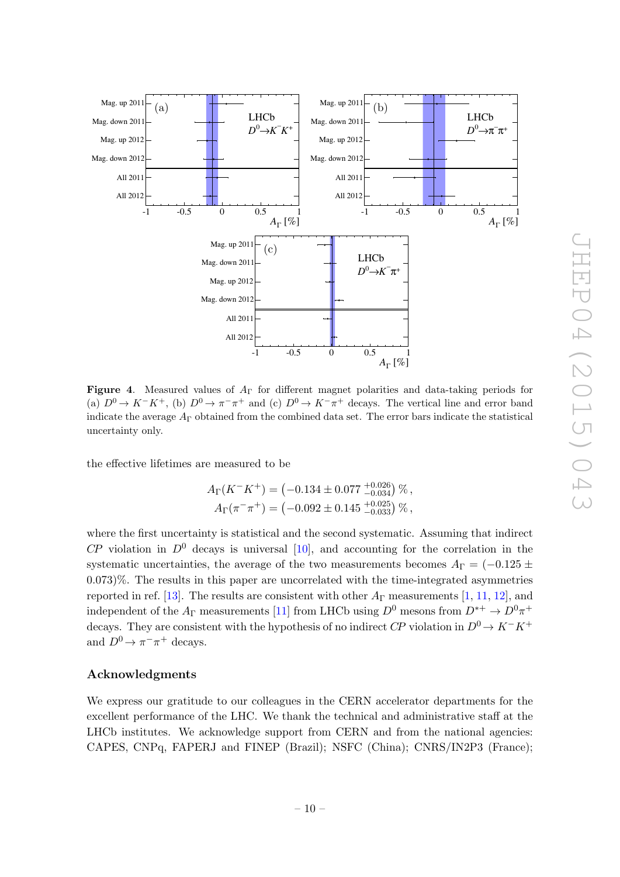**Figure 4**. Measured values of $A_\Gamma$ for different magnet polarities and data-taking periods for (a) $D^0 \to K^-K^+$, (b) $D^0 \to \pi^-\pi^+$ and (c) $D^0 \to K^-\pi^+$ decays. The vertical line and error band indicate the average $A_\Gamma$ obtained from the combined data set. The error bars indicate the statistical uncertainty only.

the effective lifetimes are measured to be

$$A_\Gamma(K^-K^+) = \left(-0.134 \pm 0.077 \, {}^{+0.026}_{-0.034}\right)\%,$$
$$A_\Gamma(\pi^-\pi^+) = \left(-0.092 \pm 0.145 \, {}^{+0.025}_{-0.033}\right)\%,$$

where the first uncertainty is statistical and the second systematic. Assuming that indirect $CP$ violation in $D^0$ decays is universal [10], and accounting for the correlation in the systematic uncertainties, the average of the two measurements becomes $A_\Gamma = (-0.125 \pm 0.073)\%$. The results in this paper are uncorrelated with the time-integrated asymmetries reported in ref. [13]. The results are consistent with other $A_\Gamma$ measurements [1, 11, 12], and independent of the $A_\Gamma$ measurements [11] from LHCb using $D^0$ mesons from $D^{*+} \to D^0\pi^+$ decays. They are consistent with the hypothesis of no indirect $CP$ violation in $D^0 \to K^-K^+$ and $D^0 \to \pi^-\pi^+$ decays.

## Acknowledgments

We express our gratitude to our colleagues in the CERN accelerator departments for the excellent performance of the LHC. We thank the technical and administrative staff at the LHCb institutes. We acknowledge support from CERN and from the national agencies: CAPES, CNPq, FAPERJ and FINEP (Brazil); NSFC (China); CNRS/IN2P3 (France);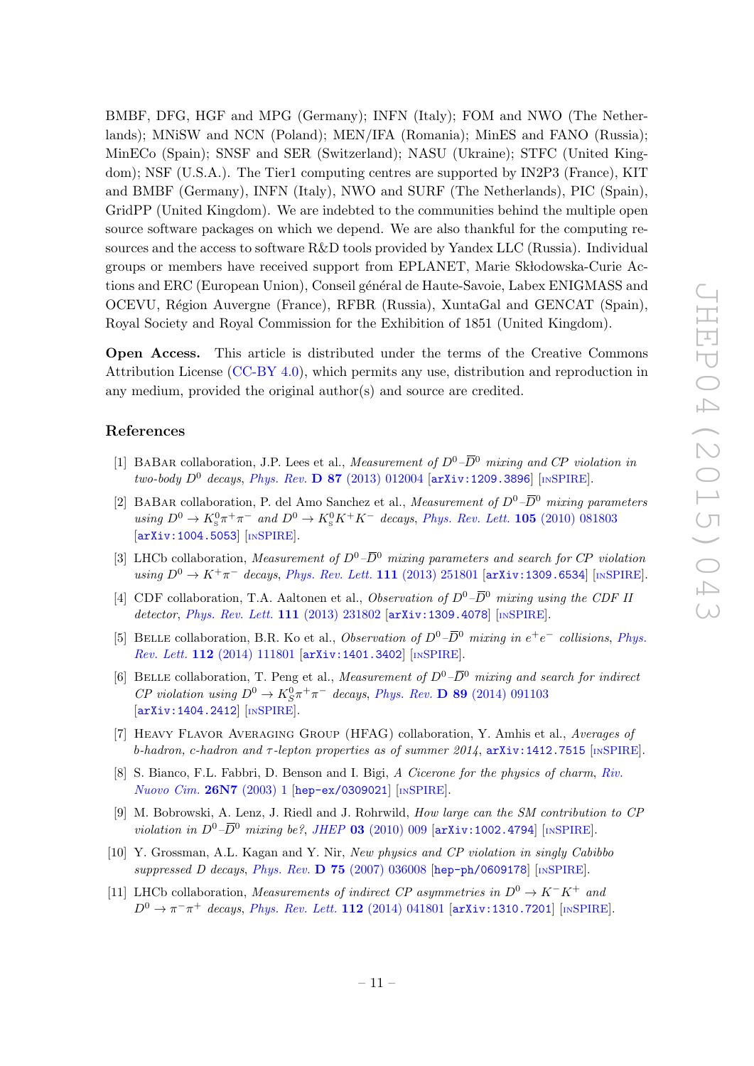BMBF, DFG, HGF and MPG (Germany); INFN (Italy); FOM and NWO (The Netherlands); MNiSW and NCN (Poland); MEN/IFA (Romania); MinES and FANO (Russia); MinECo (Spain); SNSF and SER (Switzerland); NASU (Ukraine); STFC (United Kingdom); NSF (U.S.A.). The Tier1 computing centres are supported by IN2P3 (France), KIT and BMBF (Germany), INFN (Italy), NWO and SURF (The Netherlands), PIC (Spain), GridPP (United Kingdom). We are indebted to the communities behind the multiple open source software packages on which we depend. We are also thankful for the computing resources and the access to software R&D tools provided by Yandex LLC (Russia). Individual groups or members have received support from EPLANET, Marie Skłodowska-Curie Actions and ERC (European Union), Conseil général de Haute-Savoie, Labex ENIGMASS and OCEVU, Région Auvergne (France), RFBR (Russia), XuntaGal and GENCAT (Spain), Royal Society and Royal Commission for the Exhibition of 1851 (United Kingdom).

**Open Access.** This article is distributed under the terms of the Creative Commons Attribution License (CC-BY 4.0), which permits any use, distribution and reproduction in any medium, provided the original author(s) and source are credited.

## References

[1] BaBar collaboration, J.P. Lees et al., *Measurement of $D^0$–$\overline{D}^0$ mixing and CP violation in two-body $D^0$ decays*, Phys. Rev. **D 87** (2013) 012004 [arXiv:1209.3896] [INSPIRE].

[2] BaBar collaboration, P. del Amo Sanchez et al., *Measurement of $D^0$–$\overline{D}^0$ mixing parameters using $D^0 \to K^0_S\pi^+\pi^-$ and $D^0 \to K^0_S K^+K^-$ decays*, Phys. Rev. Lett. **105** (2010) 081803 [arXiv:1004.5053] [INSPIRE].

[3] LHCb collaboration, *Measurement of $D^0$–$\overline{D}^0$ mixing parameters and search for CP violation using $D^0 \to K^+\pi^-$ decays*, Phys. Rev. Lett. **111** (2013) 251801 [arXiv:1309.6534] [INSPIRE].

[4] CDF collaboration, T.A. Aaltonen et al., *Observation of $D^0$–$\overline{D}^0$ mixing using the CDF II detector*, Phys. Rev. Lett. **111** (2013) 231802 [arXiv:1309.4078] [INSPIRE].

[5] Belle collaboration, B.R. Ko et al., *Observation of $D^0$–$\overline{D}^0$ mixing in $e^+e^-$ collisions*, Phys. Rev. Lett. **112** (2014) 111801 [arXiv:1401.3402] [INSPIRE].

[6] Belle collaboration, T. Peng et al., *Measurement of $D^0$–$\overline{D}^0$ mixing and search for indirect CP violation using $D^0 \to K^0_S\pi^+\pi^-$ decays*, Phys. Rev. **D 89** (2014) 091103 [arXiv:1404.2412] [INSPIRE].

[7] Heavy Flavor Averaging Group (HFAG) collaboration, Y. Amhis et al., *Averages of b-hadron, c-hadron and τ-lepton properties as of summer 2014*, arXiv:1412.7515 [INSPIRE].

[8] S. Bianco, F.L. Fabbri, D. Benson and I. Bigi, *A Cicerone for the physics of charm*, Riv. Nuovo Cim. **26N7** (2003) 1 [hep-ex/0309021] [INSPIRE].

[9] M. Bobrowski, A. Lenz, J. Riedl and J. Rohrwild, *How large can the SM contribution to CP violation in $D^0$–$\overline{D}^0$ mixing be?*, JHEP **03** (2010) 009 [arXiv:1002.4794] [INSPIRE].

[10] Y. Grossman, A.L. Kagan and Y. Nir, *New physics and CP violation in singly Cabibbo suppressed D decays*, Phys. Rev. **D 75** (2007) 036008 [hep-ph/0609178] [INSPIRE].

[11] LHCb collaboration, *Measurements of indirect CP asymmetries in $D^0 \to K^-K^+$ and $D^0 \to \pi^-\pi^+$ decays*, Phys. Rev. Lett. **112** (2014) 041801 [arXiv:1310.7201] [INSPIRE].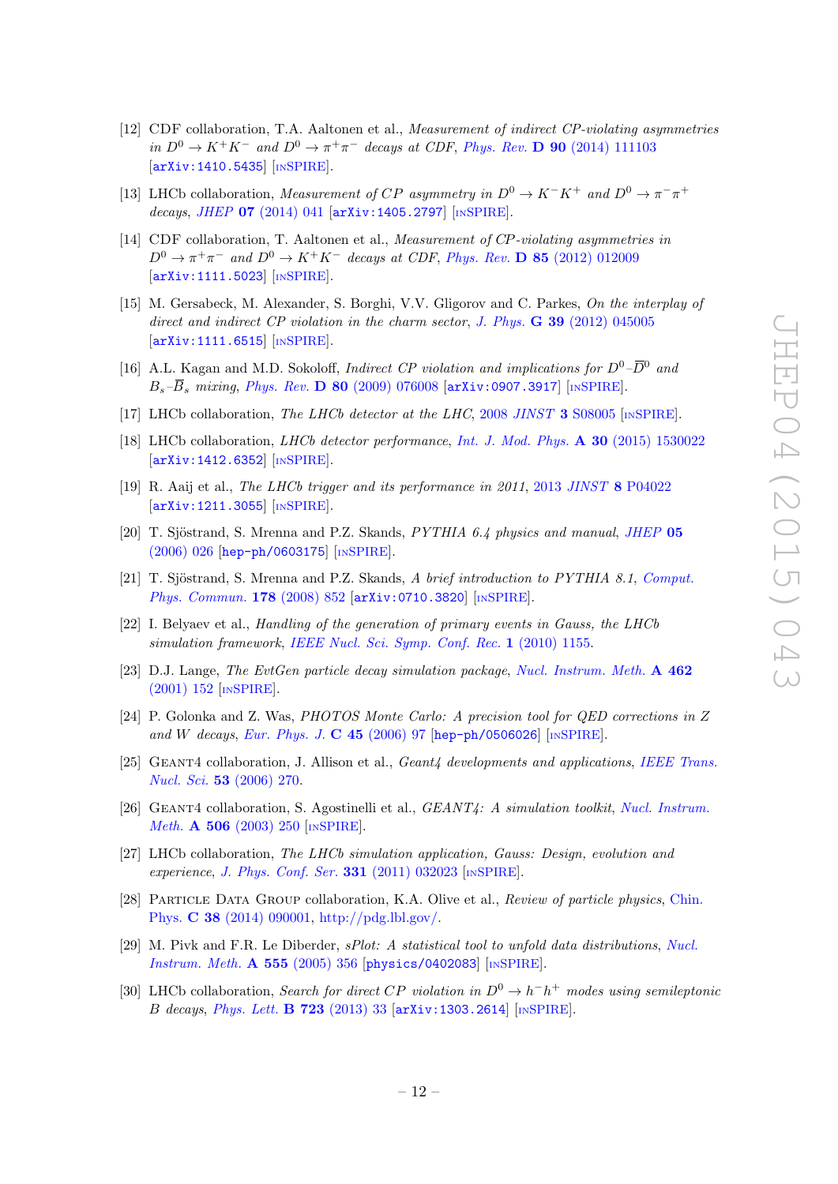[12] CDF collaboration, T.A. Aaltonen et al., *Measurement of indirect CP-violating asymmetries in $D^0 \to K^+K^-$ and $D^0 \to \pi^+\pi^-$ decays at CDF*, Phys. Rev. **D 90** (2014) 111103 [arXiv:1410.5435] [INSPIRE].

[13] LHCb collaboration, *Measurement of CP asymmetry in $D^0 \to K^-K^+$ and $D^0 \to \pi^-\pi^+$ decays*, JHEP **07** (2014) 041 [arXiv:1405.2797] [INSPIRE].

[14] CDF collaboration, T. Aaltonen et al., *Measurement of CP-violating asymmetries in $D^0 \to \pi^+\pi^-$ and $D^0 \to K^+K^-$ decays at CDF*, Phys. Rev. **D 85** (2012) 012009 [arXiv:1111.5023] [INSPIRE].

[15] M. Gersabeck, M. Alexander, S. Borghi, V.V. Gligorov and C. Parkes, *On the interplay of direct and indirect CP violation in the charm sector*, J. Phys. **G 39** (2012) 045005 [arXiv:1111.6515] [INSPIRE].

[16] A.L. Kagan and M.D. Sokoloff, *Indirect CP violation and implications for $D^0$–$\overline{D}^0$ and $B_s$–$\overline{B}_s$ mixing*, Phys. Rev. **D 80** (2009) 076008 [arXiv:0907.3917] [INSPIRE].

[17] LHCb collaboration, *The LHCb detector at the LHC*, 2008 JINST **3** S08005 [INSPIRE].

[18] LHCb collaboration, *LHCb detector performance*, Int. J. Mod. Phys. **A 30** (2015) 1530022 [arXiv:1412.6352] [INSPIRE].

[19] R. Aaij et al., *The LHCb trigger and its performance in 2011*, 2013 JINST **8** P04022 [arXiv:1211.3055] [INSPIRE].

[20] T. Sjöstrand, S. Mrenna and P.Z. Skands, *PYTHIA 6.4 physics and manual*, JHEP **05** (2006) 026 [hep-ph/0603175] [INSPIRE].

[21] T. Sjöstrand, S. Mrenna and P.Z. Skands, *A brief introduction to PYTHIA 8.1*, Comput. Phys. Commun. **178** (2008) 852 [arXiv:0710.3820] [INSPIRE].

[22] I. Belyaev et al., *Handling of the generation of primary events in Gauss, the LHCb simulation framework*, IEEE Nucl. Sci. Symp. Conf. Rec. **1** (2010) 1155.

[23] D.J. Lange, *The EvtGen particle decay simulation package*, Nucl. Instrum. Meth. **A 462** (2001) 152 [INSPIRE].

[24] P. Golonka and Z. Was, *PHOTOS Monte Carlo: A precision tool for QED corrections in Z and W decays*, Eur. Phys. J. **C 45** (2006) 97 [hep-ph/0506026] [INSPIRE].

[25] Geant4 collaboration, J. Allison et al., *Geant4 developments and applications*, IEEE Trans. Nucl. Sci. **53** (2006) 270.

[26] Geant4 collaboration, S. Agostinelli et al., *GEANT4: A simulation toolkit*, Nucl. Instrum. Meth. **A 506** (2003) 250 [INSPIRE].

[27] LHCb collaboration, *The LHCb simulation application, Gauss: Design, evolution and experience*, J. Phys. Conf. Ser. **331** (2011) 032023 [INSPIRE].

[28] Particle Data Group collaboration, K.A. Olive et al., *Review of particle physics*, Chin. Phys. **C 38** (2014) 090001, http://pdg.lbl.gov/.

[29] M. Pivk and F.R. Le Diberder, *sPlot: A statistical tool to unfold data distributions*, Nucl. Instrum. Meth. **A 555** (2005) 356 [physics/0402083] [INSPIRE].

[30] LHCb collaboration, *Search for direct CP violation in $D^0 \to h^-h^+$ modes using semileptonic B decays*, Phys. Lett. **B 723** (2013) 33 [arXiv:1303.2614] [INSPIRE].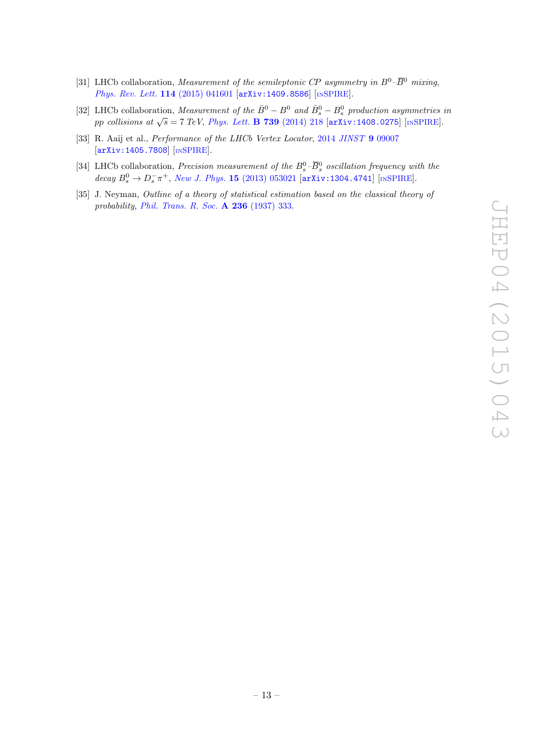[31] LHCb collaboration, *Measurement of the semileptonic CP asymmetry in $B^0$–$\overline{B}^0$ mixing*, *Phys. Rev. Lett.* **114** (2015) 041601 [arXiv:1409.8586] [INSPIRE].

[32] LHCb collaboration, *Measurement of the $\bar{B}^0 - B^0$ and $\bar{B}^0_s - B^0_s$ production asymmetries in pp collisions at $\sqrt{s} = 7$ TeV*, *Phys. Lett.* **B 739** (2014) 218 [arXiv:1408.0275] [INSPIRE].

[33] R. Aaij et al., *Performance of the LHCb Vertex Locator*, 2014 *JINST* **9** 09007 [arXiv:1405.7808] [INSPIRE].

[34] LHCb collaboration, *Precision measurement of the $B^0_s$–$\overline{B}^0_s$ oscillation frequency with the decay $B^0_s \to D^-_s \pi^+$*, *New J. Phys.* **15** (2013) 053021 [arXiv:1304.4741] [INSPIRE].

[35] J. Neyman, *Outline of a theory of statistical estimation based on the classical theory of probability*, *Phil. Trans. R. Soc.* **A 236** (1937) 333.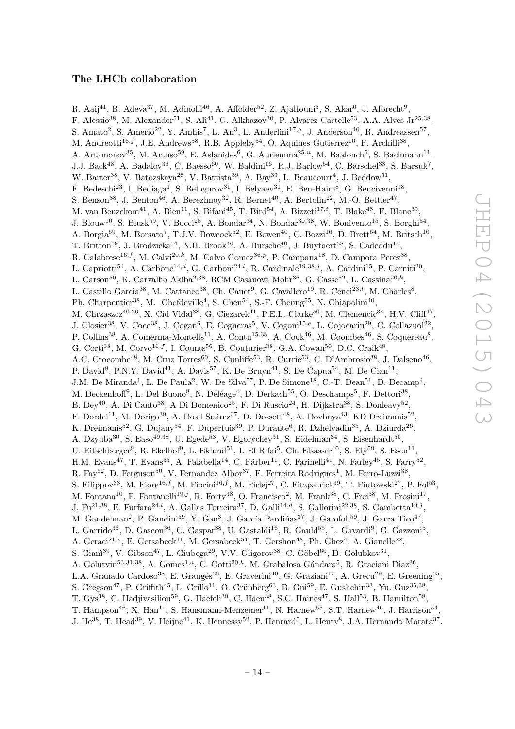## The LHCb collaboration

R. Aaij[41], B. Adeva[37], M. Adinolfi[46], A. Affolder[52], Z. Ajaltouni[5], S. Akar[6], J. Albrecht[9], F. Alessio[38], M. Alexander[51], S. Ali[41], G. Alkhazov[30], P. Alvarez Cartelle[53], A.A. Alves Jr[25,38], S. Amato[2], S. Amerio[22], Y. Amhis[7], L. An[3], L. Anderlini[17,g], J. Anderson[40], R. Andreassen[57], M. Andreotti[16,f], J.E. Andrews[58], R.B. Appleby[54], O. Aquines Gutierrez[10], F. Archilli[38], A. Artamonov[35], M. Artuso[59], E. Aslanides[6], G. Auriemma[25,n], M. Baalouch[5], S. Bachmann[11], J.J. Back[48], A. Badalov[36], C. Baesso[60], W. Baldini[16], R.J. Barlow[54], C. Barschel[38], S. Barsuk[7], W. Barter[38], V. Batozskaya[28], V. Battista[39], A. Bay[39], L. Beaucourt[4], J. Beddow[51], F. Bedeschi[23], I. Bediaga[1], S. Belogurov[31], I. Belyaev[31], E. Ben-Haim[8], G. Bencivenni[18], S. Benson[38], J. Benton[46], A. Berezhnoy[32], R. Bernet[40], A. Bertolin[22], M.-O. Bettler[47], M. van Beuzekom[41], A. Bien[11], S. Bifani[45], T. Bird[54], A. Bizzeti[17,i], T. Blake[48], F. Blanc[39], J. Blouw[10], S. Blusk[59], V. Bocci[25], A. Bondar[34], N. Bondar[30,38], W. Bonivento[15], S. Borghi[54], A. Borgia[59], M. Borsato[7], T.J.V. Bowcock[52], E. Bowen[40], C. Bozzi[16], D. Brett[54], M. Britsch[10], T. Britton[59], J. Brodzicka[54], N.H. Brook[46], A. Bursche[40], J. Buytaert[38], S. Cadeddu[15], R. Calabrese[16,f], M. Calvi[20,k], M. Calvo Gomez[36,p], P. Campana[18], D. Campora Perez[38], L. Capriotti[54], A. Carbone[14,d], G. Carboni[24,l], R. Cardinale[19,38,j], A. Cardini[15], P. Carniti[20], L. Carson[50], K. Carvalho Akiba[2,38], RCM Casanova Mohr[36], G. Casse[52], L. Cassina[20,k], L. Castillo Garcia[38], M. Cattaneo[38], Ch. Cauet[9], G. Cavallero[19], R. Cenci[23,t], M. Charles[8], Ph. Charpentier[38], M. Chefdeville[4], S. Chen[54], S.-F. Cheung[55], N. Chiapolini[40], M. Chrzaszcz[40,26], X. Cid Vidal[38], G. Ciezarek[41], P.E.L. Clarke[50], M. Clemencic[38], H.V. Cliff[47], J. Closier[38], V. Coco[38], J. Cogan[6], E. Cogneras[5], V. Cogoni[15,e], L. Cojocariu[29], G. Collazuol[22], P. Collins[38], A. Comerma-Montells[11], A. Contu[15,38], A. Cook[46], M. Coombes[46], S. Coquereau[8], G. Corti[38], M. Corvo[16,f], I. Counts[56], B. Couturier[38], G.A. Cowan[50], D.C. Craik[48], A.C. Crocombe[48], M. Cruz Torres[60], S. Cunliffe[53], R. Currie[53], C. D'Ambrosio[38], J. Dalseno[46], P. David[8], P.N.Y. David[41], A. Davis[57], K. De Bruyn[41], S. De Capua[54], M. De Cian[11], J.M. De Miranda[1], L. De Paula[2], W. De Silva[57], P. De Simone[18], C.-T. Dean[51], D. Decamp[4], M. Deckenhoff[9], L. Del Buono[8], N. Déléage[4], D. Derkach[55], O. Deschamps[5], F. Dettori[38], B. Dey[40], A. Di Canto[38], A Di Domenico[25], F. Di Ruscio[24], H. Dijkstra[38], S. Donleavy[52], F. Dordei[11], M. Dorigo[39], A. Dosil Suárez[37], D. Dossett[48], A. Dovbnya[43], KD Dreimanis[52], K. Dreimanis[52], G. Dujany[54], F. Dupertuis[39], P. Durante[6], R. Dzhelyadin[35], A. Dziurda[26], A. Dzyuba[30], S. Easo[49,38], U. Egede[53], V. Egorychev[31], S. Eidelman[34], S. Eisenhardt[50], U. Eitschberger[9], R. Ekelhof[9], L. Eklund[51], I. El Rifai[5], Ch. Elsasser[40], S. Ely[59], S. Esen[11], H.M. Evans[47], T. Evans[55], A. Falabella[14], C. Färber[11], C. Farinelli[41], N. Farley[45], S. Farry[52], R. Fay[52], D. Ferguson[50], V. Fernandez Albor[37], F. Ferreira Rodrigues[1], M. Ferro-Luzzi[38], S. Filippov[33], M. Fiore[16,f], M. Fiorini[16,f], M. Firlej[27], C. Fitzpatrick[39], T. Fiutowski[27], P. Fol[53], M. Fontana[10], F. Fontanelli[19,j], R. Forty[38], O. Francisco[2], M. Frank[38], C. Frei[38], M. Frosini[17], J. Fu[21,38], E. Furfaro[24,l], A. Gallas Torreira[37], D. Galli[14,d], S. Gallorini[22,38], S. Gambetta[19,j], M. Gandelman[2], P. Gandini[59], Y. Gao[3], J. García Pardiñas[37], J. Garofoli[59], J. Garra Tico[47], L. Garrido[36], D. Gascon[36], C. Gaspar[38], U. Gastaldi[16], R. Gauld[55], L. Gavardi[9], G. Gazzoni[5], A. Geraci[21,v], E. Gersabeck[11], M. Gersabeck[54], T. Gershon[48], Ph. Ghez[4], A. Gianelle[22], S. Gianì[39], V. Gibson[47], L. Giubega[29], V.V. Gligorov[38], C. Göbel[60], D. Golubkov[31], A. Golutvin[53,31,38], A. Gomes[1,a], C. Gotti[20,k], M. Grabalosa Gándara[5], R. Graciani Diaz[36], L.A. Granado Cardoso[38], E. Graugés[36], E. Graverini[40], G. Graziani[17], A. Grecu[29], E. Greening[55], S. Gregson[47], P. Griffith[45], L. Grillo[11], O. Grünberg[63], B. Gui[59], E. Gushchin[33], Yu. Guz[35,38], T. Gys[38], C. Hadjivasiliou[59], G. Haefeli[39], C. Haen[38], S.C. Haines[47], S. Hall[53], B. Hamilton[58], T. Hampson[46], X. Han[11], S. Hansmann-Menzemer[11], N. Harnew[55], S.T. Harnew[46], J. Harrison[54], J. He[38], T. Head[39], V. Heijne[41], K. Hennessy[52], P. Henrard[5], L. Henry[8], J.A. Hernando Morata[37],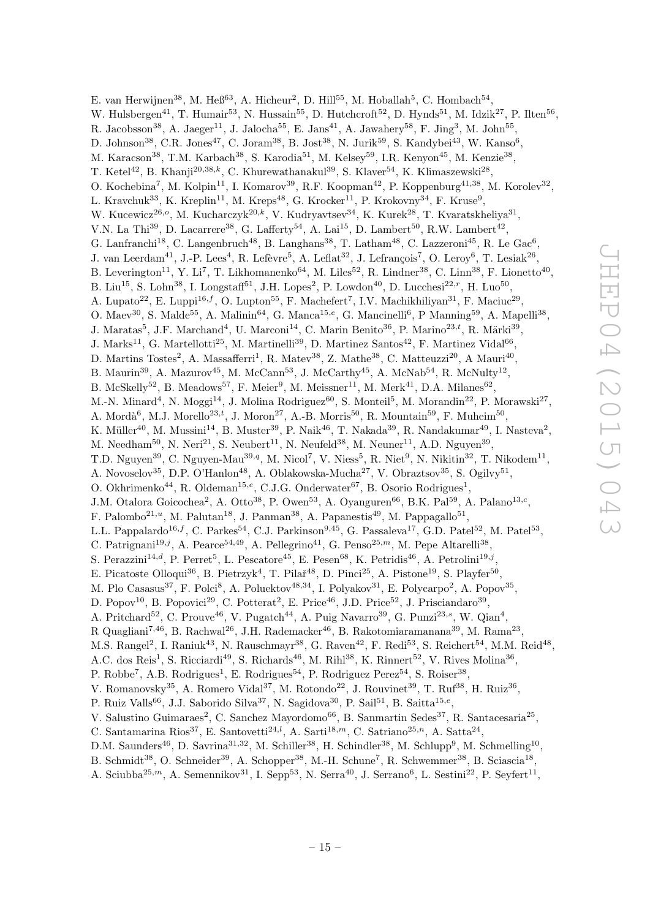E. van Herwijnen[38], M. Heß[63], A. Hicheur[2], D. Hill[55], M. Hoballah[5], C. Hombach[54], W. Hulsbergen[41], T. Humair[53], N. Hussain[55], D. Hutchcroft[52], D. Hynds[51], M. Idzik[27], P. Ilten[56], R. Jacobsson[38], A. Jaeger[11], J. Jalocha[55], E. Jans[41], A. Jawahery[58], F. Jing[3], M. John[55], D. Johnson[38], C.R. Jones[47], C. Joram[38], B. Jost[38], N. Jurik[59], S. Kandybei[43], W. Kanso[6], M. Karacson[38], T.M. Karbach[38], S. Karodia[51], M. Kelsey[59], I.R. Kenyon[45], M. Kenzie[38], T. Ketel[42], B. Khanji[20,38,k], C. Khurewathanakul[39], S. Klaver[54], K. Klimaszewski[28], O. Kochebina[7], M. Kolpin[11], I. Komarov[39], R.F. Koopman[42], P. Koppenburg[41,38], M. Korolev[32], L. Kravchuk[33], K. Kreplin[11], M. Kreps[48], G. Krocker[11], P. Krokovny[34], F. Kruse[9], W. Kucewicz[26,o], M. Kucharczyk[20,k], V. Kudryavtsev[34], K. Kurek[28], T. Kvaratskheliya[31], V.N. La Thi[39], D. Lacarrere[38], G. Lafferty[54], A. Lai[15], D. Lambert[50], R.W. Lambert[42], G. Lanfranchi[18], C. Langenbruch[48], B. Langhans[38], T. Latham[48], C. Lazzeroni[45], R. Le Gac[6], J. van Leerdam[41], J.-P. Lees[4], R. Lefèvre[5], A. Leflat[32], J. Lefrançois[7], O. Leroy[6], T. Lesiak[26], B. Leverington[11], Y. Li[7], T. Likhomanenko[64], M. Liles[52], R. Lindner[38], C. Linn[38], F. Lionetto[40], B. Liu[15], S. Lohn[38], I. Longstaff[51], J.H. Lopes[2], P. Lowdon[40], D. Lucchesi[22,r], H. Luo[50], A. Lupato[22], E. Luppi[16,f], O. Lupton[55], F. Machefert[7], I.V. Machikhiliyan[31], F. Maciuc[29], O. Maev[30], S. Malde[55], A. Malinin[64], G. Manca[15,e], G. Mancinelli[6], P Manning[59], A. Mapelli[38], J. Maratas[5], J.F. Marchand[4], U. Marconi[14], C. Marin Benito[36], P. Marino[23,t], R. Märki[39], J. Marks[11], G. Martellotti[25], M. Martinelli[39], D. Martinez Santos[42], F. Martinez Vidal[66], D. Martins Tostes[2], A. Massafferri[1], R. Matev[38], Z. Mathe[38], C. Matteuzzi[20], A Mauri[40], B. Maurin[39], A. Mazurov[45], M. McCann[53], J. McCarthy[45], A. McNab[54], R. McNulty[12], B. McSkelly[52], B. Meadows[57], F. Meier[9], M. Meissner[11], M. Merk[41], D.A. Milanes[62], M.-N. Minard[4], N. Moggi[14], J. Molina Rodriguez[60], S. Monteil[5], M. Morandin[22], P. Morawski[27], A. Mordà[6], M.J. Morello[23,t], J. Moron[27], A.-B. Morris[50], R. Mountain[59], F. Muheim[50], K. Müller[40], M. Mussini[14], B. Muster[39], P. Naik[46], T. Nakada[39], R. Nandakumar[49], I. Nasteva[2], M. Needham[50], N. Neri[21], S. Neubert[11], N. Neufeld[38], M. Neuner[11], A.D. Nguyen[39], T.D. Nguyen[39], C. Nguyen-Mau[39,q], M. Nicol[7], V. Niess[5], R. Niet[9], N. Nikitin[32], T. Nikodem[11], A. Novoselov[35], D.P. O'Hanlon[48], A. Oblakowska-Mucha[27], V. Obraztsov[35], S. Ogilvy[51], O. Okhrimenko[44], R. Oldeman[15,e], C.J.G. Onderwater[67], B. Osorio Rodrigues[1], J.M. Otalora Goicochea[2], A. Otto[38], P. Owen[53], A. Oyanguren[66], B.K. Pal[59], A. Palano[13,c], F. Palombo[21,u], M. Palutan[18], J. Panman[38], A. Papanestis[49], M. Pappagallo[51], L.L. Pappalardo[16,f], C. Parkes[54], C.J. Parkinson[9,45], G. Passaleva[17], G.D. Patel[52], M. Patel[53], C. Patrignani[19,j], A. Pearce[54,49], A. Pellegrino[41], G. Penso[25,m], M. Pepe Altarelli[38], S. Perazzini[14,d], P. Perret[5], L. Pescatore[45], E. Pesen[68], K. Petridis[46], A. Petrolini[19,j], E. Picatoste Olloqui[36], B. Pietrzyk[4], T. Pilař[48], D. Pinci[25], A. Pistone[19], S. Playfer[50], M. Plo Casasus[37], F. Polci[8], A. Poluektov[48,34], I. Polyakov[31], E. Polycarpo[2], A. Popov[35], D. Popov[10], B. Popovici[29], C. Potterat[2], E. Price[46], J.D. Price[52], J. Prisciandaro[39], A. Pritchard[52], C. Prouve[46], V. Pugatch[44], A. Puig Navarro[39], G. Punzi[23,s], W. Qian[4], R Quagliani[7,46], B. Rachwal[26], J.H. Rademacker[46], B. Rakotomiaramanana[39], M. Rama[23], M.S. Rangel[2], I. Raniuk[43], N. Rauschmayr[38], G. Raven[42], F. Redi[53], S. Reichert[54], M.M. Reid[48], A.C. dos Reis[1], S. Ricciardi[49], S. Richards[46], M. Rihl[38], K. Rinnert[52], V. Rives Molina[36], P. Robbe[7], A.B. Rodrigues[1], E. Rodrigues[54], P. Rodriguez Perez[54], S. Roiser[38], V. Romanovsky[35], A. Romero Vidal[37], M. Rotondo[22], J. Rouvinet[39], T. Ruf[38], H. Ruiz[36], P. Ruiz Valls[66], J.J. Saborido Silva[37], N. Sagidova[30], P. Sail[51], B. Saitta[15,e], V. Salustino Guimaraes[2], C. Sanchez Mayordomo[66], B. Sanmartin Sedes[37], R. Santacesaria[25], C. Santamarina Rios[37], E. Santovetti[24,l], A. Sarti[18,m], C. Satriano[25,n], A. Satta[24], D.M. Saunders[46], D. Savrina[31,32], M. Schiller[38], H. Schindler[38], M. Schlupp[9], M. Schmelling[10], B. Schmidt[38], O. Schneider[39], A. Schopper[38], M.-H. Schune[7], R. Schwemmer[38], B. Sciascia[18], A. Sciubba[25,m], A. Semennikov[31], I. Sepp[53], N. Serra[40], J. Serrano[6], L. Sestini[22], P. Seyfert[11],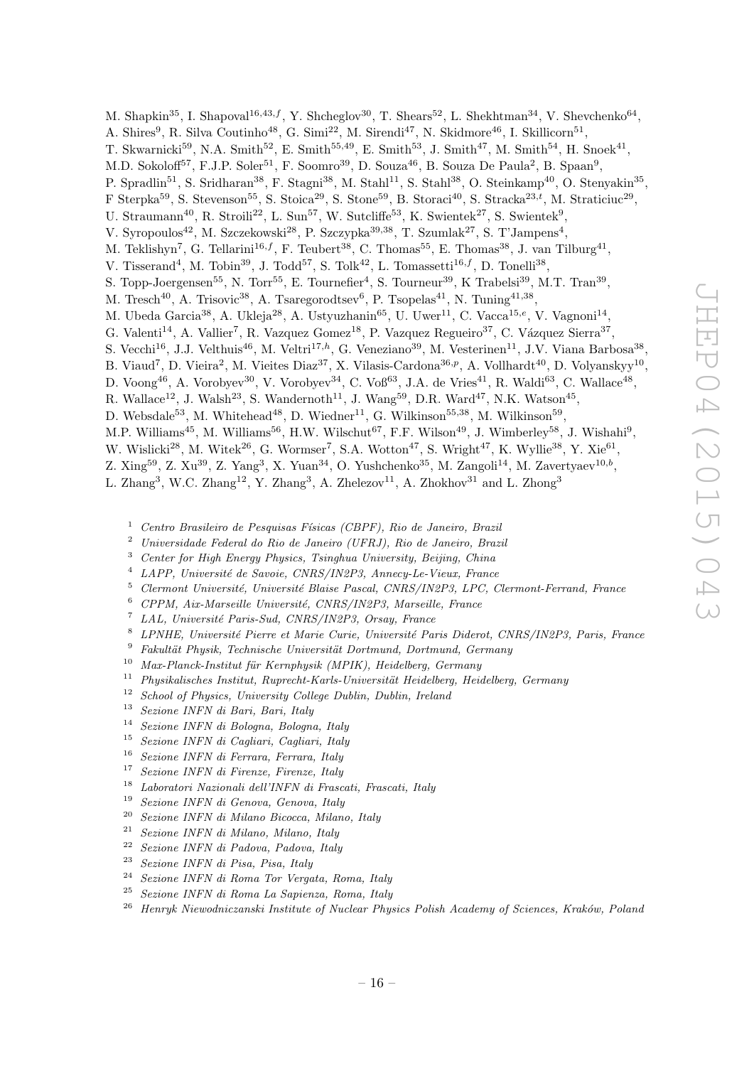M. Shapkin[35], I. Shapoval[16,43,f], Y. Shcheglov[30], T. Shears[52], L. Shekhtman[34], V. Shevchenko[64], A. Shires[9], R. Silva Coutinho[48], G. Simi[22], M. Sirendi[47], N. Skidmore[46], I. Skillicorn[51], T. Skwarnicki[59], N.A. Smith[52], E. Smith[55,49], E. Smith[53], J. Smith[47], M. Smith[54], H. Snoek[41], M.D. Sokoloff[57], F.J.P. Soler[51], F. Soomro[39], D. Souza[46], B. Souza De Paula[2], B. Spaan[9], P. Spradlin[51], S. Sridharan[38], F. Stagni[38], M. Stahl[11], S. Stahl[38], O. Steinkamp[40], O. Stenyakin[35], F Sterpka[59], S. Stevenson[55], S. Stoica[29], S. Stone[59], B. Storaci[40], S. Stracka[23,t], M. Straticiuc[29], U. Straumann[40], R. Stroili[22], L. Sun[57], W. Sutcliffe[53], K. Swientek[27], S. Swientek[9], V. Syropoulos[42], M. Szczekowski[28], P. Szczypka[39,38], T. Szumlak[27], S. T'Jampens[4], M. Teklishyn[7], G. Tellarini[16,f], F. Teubert[38], C. Thomas[55], E. Thomas[38], J. van Tilburg[41], V. Tisserand[4], M. Tobin[39], J. Todd[57], S. Tolk[42], L. Tomassetti[16,f], D. Tonelli[38], S. Topp-Joergensen[55], N. Torr[55], E. Tournefier[4], S. Tourneur[39], K Trabelsi[39], M.T. Tran[39], M. Tresch[40], A. Trisovic[38], A. Tsaregorodtsev[6], P. Tsopelas[41], N. Tuning[41,38], M. Ubeda Garcia[38], A. Ukleja[28], A. Ustyuzhanin[65], U. Uwer[11], C. Vacca[15,e], V. Vagnoni[14], G. Valenti[14], A. Vallier[7], R. Vazquez Gomez[18], P. Vazquez Regueiro[37], C. Vázquez Sierra[37], S. Vecchi[16], J.J. Velthuis[46], M. Veltri[17,h], G. Veneziano[39], M. Vesterinen[11], J.V. Viana Barbosa[38], B. Viaud[7], D. Vieira[2], M. Vieites Diaz[37], X. Vilasis-Cardona[36,p], A. Vollhardt[40], D. Volyanskyy[10], D. Voong[46], A. Vorobyev[30], V. Vorobyev[34], C. Voß[63], J.A. de Vries[41], R. Waldi[63], C. Wallace[48], R. Wallace[12], J. Walsh[23], S. Wandernoth[11], J. Wang[59], D.R. Ward[47], N.K. Watson[45], D. Websdale[53], M. Whitehead[48], D. Wiedner[11], G. Wilkinson[55,38], M. Wilkinson[59], M.P. Williams[45], M. Williams[56], H.W. Wilschut[67], F.F. Wilson[49], J. Wimberley[58], J. Wishahi[9], W. Wislicki[28], M. Witek[26], G. Wormser[7], S.A. Wotton[47], S. Wright[47], K. Wyllie[38], Y. Xie[61], Z. Xing[59], Z. Xu[39], Z. Yang[3], X. Yuan[34], O. Yushchenko[35], M. Zangoli[14], M. Zavertyaev[10,b], L. Zhang[3], W.C. Zhang[12], Y. Zhang[3], A. Zhelezov[11], A. Zhokhov[31] and L. Zhong[3]

[1] *Centro Brasileiro de Pesquisas Físicas (CBPF), Rio de Janeiro, Brazil*
[2] *Universidade Federal do Rio de Janeiro (UFRJ), Rio de Janeiro, Brazil*
[3] *Center for High Energy Physics, Tsinghua University, Beijing, China*
[4] *LAPP, Université de Savoie, CNRS/IN2P3, Annecy-Le-Vieux, France*
[5] *Clermont Université, Université Blaise Pascal, CNRS/IN2P3, LPC, Clermont-Ferrand, France*
[6] *CPPM, Aix-Marseille Université, CNRS/IN2P3, Marseille, France*
[7] *LAL, Université Paris-Sud, CNRS/IN2P3, Orsay, France*
[8] *LPNHE, Université Pierre et Marie Curie, Université Paris Diderot, CNRS/IN2P3, Paris, France*
[9] *Fakultät Physik, Technische Universität Dortmund, Dortmund, Germany*
[10] *Max-Planck-Institut für Kernphysik (MPIK), Heidelberg, Germany*
[11] *Physikalisches Institut, Ruprecht-Karls-Universität Heidelberg, Heidelberg, Germany*
[12] *School of Physics, University College Dublin, Dublin, Ireland*
[13] *Sezione INFN di Bari, Bari, Italy*
[14] *Sezione INFN di Bologna, Bologna, Italy*
[15] *Sezione INFN di Cagliari, Cagliari, Italy*
[16] *Sezione INFN di Ferrara, Ferrara, Italy*
[17] *Sezione INFN di Firenze, Firenze, Italy*
[18] *Laboratori Nazionali dell'INFN di Frascati, Frascati, Italy*
[19] *Sezione INFN di Genova, Genova, Italy*
[20] *Sezione INFN di Milano Bicocca, Milano, Italy*
[21] *Sezione INFN di Milano, Milano, Italy*
[22] *Sezione INFN di Padova, Padova, Italy*
[23] *Sezione INFN di Pisa, Pisa, Italy*
[24] *Sezione INFN di Roma Tor Vergata, Roma, Italy*
[25] *Sezione INFN di Roma La Sapienza, Roma, Italy*
[26] *Henryk Niewodniczanski Institute of Nuclear Physics Polish Academy of Sciences, Kraków, Poland*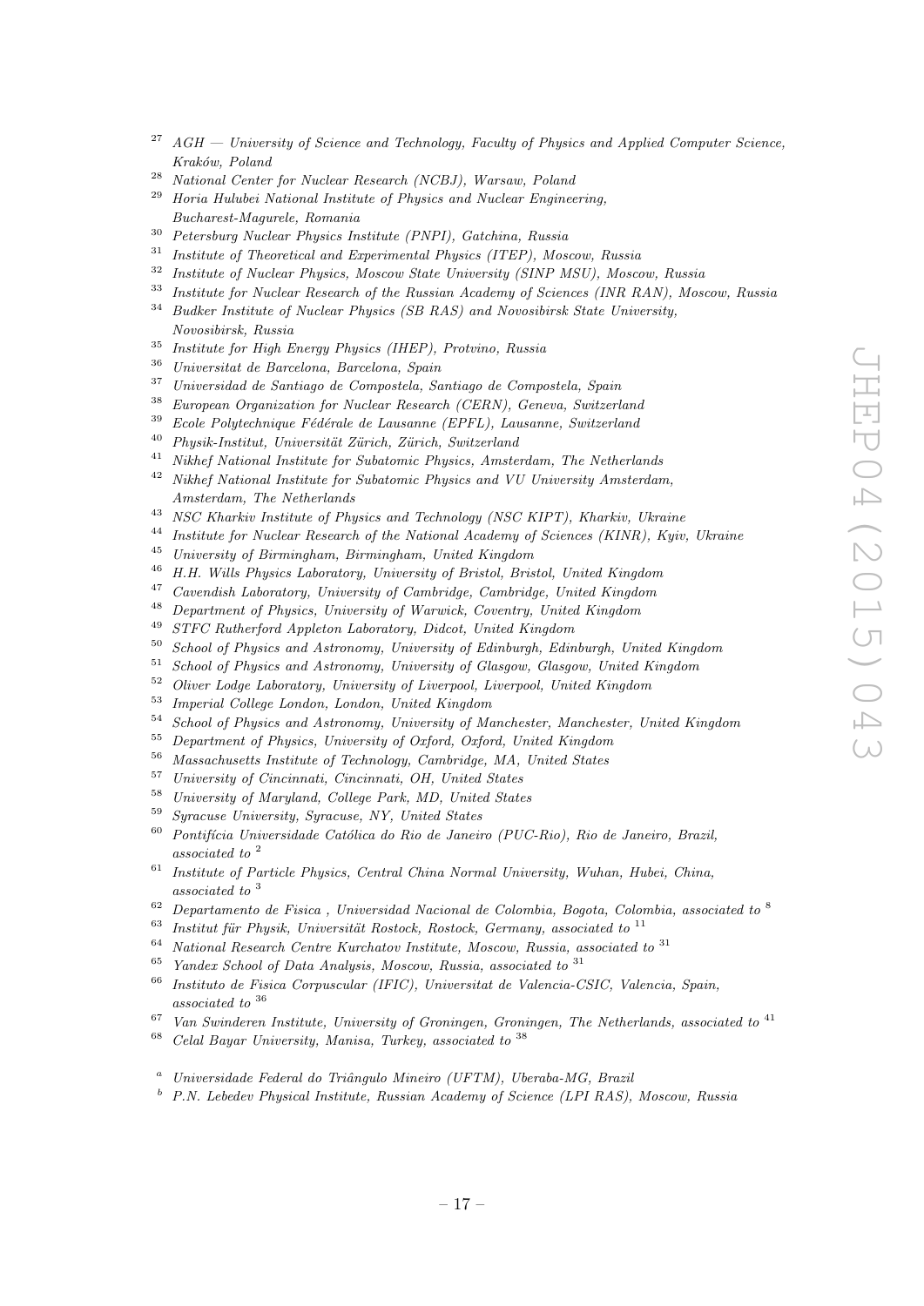[27] *AGH — University of Science and Technology, Faculty of Physics and Applied Computer Science, Kraków, Poland*
[28] *National Center for Nuclear Research (NCBJ), Warsaw, Poland*
[29] *Horia Hulubei National Institute of Physics and Nuclear Engineering, Bucharest-Magurele, Romania*
[30] *Petersburg Nuclear Physics Institute (PNPI), Gatchina, Russia*
[31] *Institute of Theoretical and Experimental Physics (ITEP), Moscow, Russia*
[32] *Institute of Nuclear Physics, Moscow State University (SINP MSU), Moscow, Russia*
[33] *Institute for Nuclear Research of the Russian Academy of Sciences (INR RAN), Moscow, Russia*
[34] *Budker Institute of Nuclear Physics (SB RAS) and Novosibirsk State University, Novosibirsk, Russia*
[35] *Institute for High Energy Physics (IHEP), Protvino, Russia*
[36] *Universitat de Barcelona, Barcelona, Spain*
[37] *Universidad de Santiago de Compostela, Santiago de Compostela, Spain*
[38] *European Organization for Nuclear Research (CERN), Geneva, Switzerland*
[39] *Ecole Polytechnique Fédérale de Lausanne (EPFL), Lausanne, Switzerland*
[40] *Physik-Institut, Universität Zürich, Zürich, Switzerland*
[41] *Nikhef National Institute for Subatomic Physics, Amsterdam, The Netherlands*
[42] *Nikhef National Institute for Subatomic Physics and VU University Amsterdam, Amsterdam, The Netherlands*
[43] *NSC Kharkiv Institute of Physics and Technology (NSC KIPT), Kharkiv, Ukraine*
[44] *Institute for Nuclear Research of the National Academy of Sciences (KINR), Kyiv, Ukraine*
[45] *University of Birmingham, Birmingham, United Kingdom*
[46] *H.H. Wills Physics Laboratory, University of Bristol, Bristol, United Kingdom*
[47] *Cavendish Laboratory, University of Cambridge, Cambridge, United Kingdom*
[48] *Department of Physics, University of Warwick, Coventry, United Kingdom*
[49] *STFC Rutherford Appleton Laboratory, Didcot, United Kingdom*
[50] *School of Physics and Astronomy, University of Edinburgh, Edinburgh, United Kingdom*
[51] *School of Physics and Astronomy, University of Glasgow, Glasgow, United Kingdom*
[52] *Oliver Lodge Laboratory, University of Liverpool, Liverpool, United Kingdom*
[53] *Imperial College London, London, United Kingdom*
[54] *School of Physics and Astronomy, University of Manchester, Manchester, United Kingdom*
[55] *Department of Physics, University of Oxford, Oxford, United Kingdom*
[56] *Massachusetts Institute of Technology, Cambridge, MA, United States*
[57] *University of Cincinnati, Cincinnati, OH, United States*
[58] *University of Maryland, College Park, MD, United States*
[59] *Syracuse University, Syracuse, NY, United States*
[60] *Pontifícia Universidade Católica do Rio de Janeiro (PUC-Rio), Rio de Janeiro, Brazil, associated to* [2]
[61] *Institute of Particle Physics, Central China Normal University, Wuhan, Hubei, China, associated to* [3]
[62] *Departamento de Fisica , Universidad Nacional de Colombia, Bogota, Colombia, associated to* [8]
[63] *Institut für Physik, Universität Rostock, Rostock, Germany, associated to* [11]
[64] *National Research Centre Kurchatov Institute, Moscow, Russia, associated to* [31]
[65] *Yandex School of Data Analysis, Moscow, Russia, associated to* [31]
[66] *Instituto de Fisica Corpuscular (IFIC), Universitat de Valencia-CSIC, Valencia, Spain, associated to* [36]
[67] *Van Swinderen Institute, University of Groningen, Groningen, The Netherlands, associated to* [41]
[68] *Celal Bayar University, Manisa, Turkey, associated to* [38]

[a] *Universidade Federal do Triângulo Mineiro (UFTM), Uberaba-MG, Brazil*
[b] *P.N. Lebedev Physical Institute, Russian Academy of Science (LPI RAS), Moscow, Russia*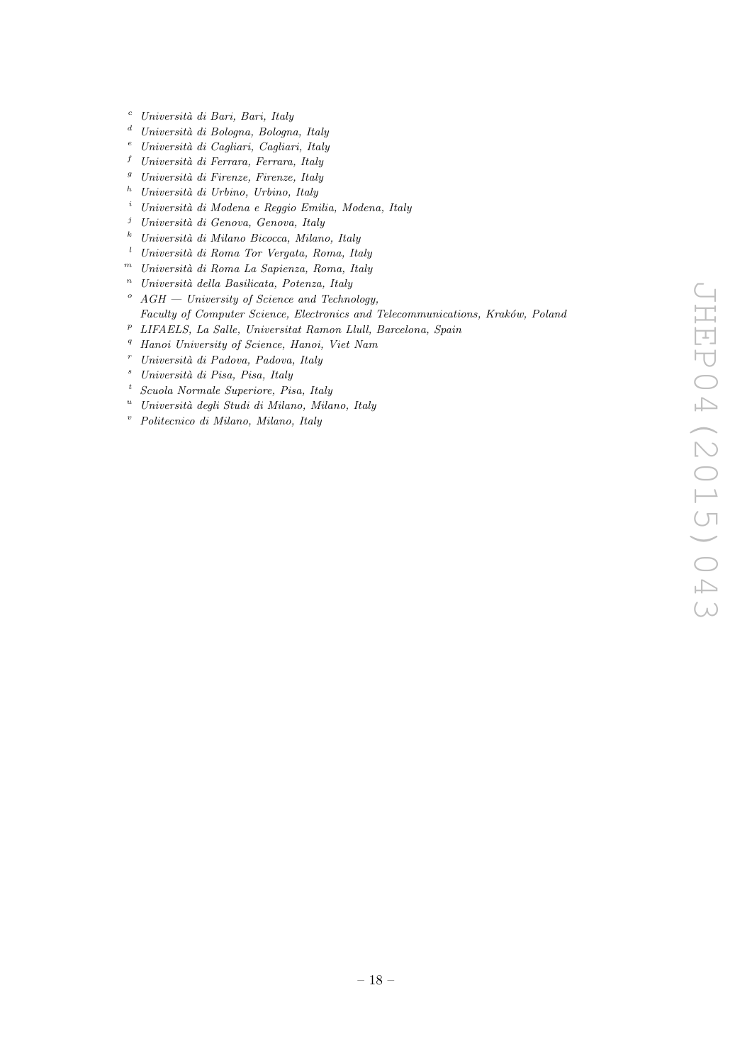[c] *Università di Bari, Bari, Italy*
[d] *Università di Bologna, Bologna, Italy*
[e] *Università di Cagliari, Cagliari, Italy*
[f] *Università di Ferrara, Ferrara, Italy*
[g] *Università di Firenze, Firenze, Italy*
[h] *Università di Urbino, Urbino, Italy*
[i] *Università di Modena e Reggio Emilia, Modena, Italy*
[j] *Università di Genova, Genova, Italy*
[k] *Università di Milano Bicocca, Milano, Italy*
[l] *Università di Roma Tor Vergata, Roma, Italy*
[m] *Università di Roma La Sapienza, Roma, Italy*
[n] *Università della Basilicata, Potenza, Italy*
[o] *AGH — University of Science and Technology, Faculty of Computer Science, Electronics and Telecommunications, Kraków, Poland*
[p] *LIFAELS, La Salle, Universitat Ramon Llull, Barcelona, Spain*
[q] *Hanoi University of Science, Hanoi, Viet Nam*
[r] *Università di Padova, Padova, Italy*
[s] *Università di Pisa, Pisa, Italy*
[t] *Scuola Normale Superiore, Pisa, Italy*
[u] *Università degli Studi di Milano, Milano, Italy*
[v] *Politecnico di Milano, Milano, Italy*